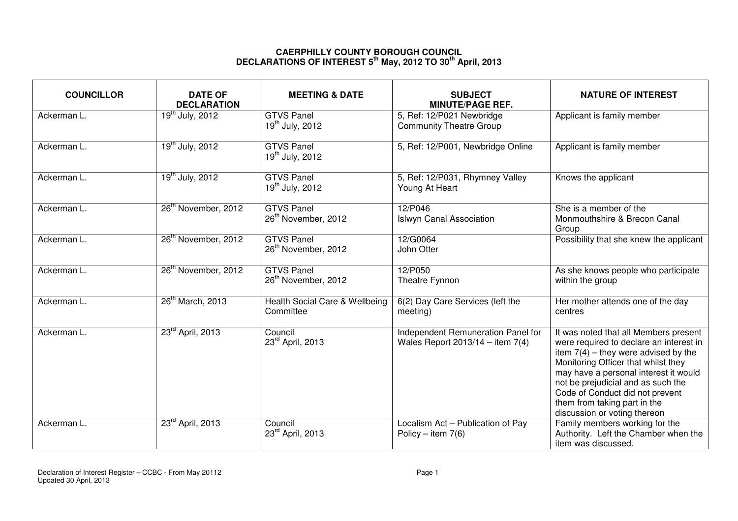# CAERPHILLY COUNTY BOROUGH COUNCIL
# DECLARATIONS OF INTEREST 5th May, 2012 TO 30th April, 2013

| COUNCILLOR | DATE OF DECLARATION | MEETING & DATE | SUBJECT MINUTE/PAGE REF. | NATURE OF INTEREST |
|---|---|---|---|---|
| Ackerman L. | 19th July, 2012 | GTVS Panel 19th July, 2012 | 5, Ref: 12/P021 Newbridge Community Theatre Group | Applicant is family member |
| Ackerman L. | 19th July, 2012 | GTVS Panel 19th July, 2012 | 5, Ref: 12/P001, Newbridge Online | Applicant is family member |
| Ackerman L. | 19th July, 2012 | GTVS Panel 19th July, 2012 | 5, Ref: 12/P031, Rhymney Valley Young At Heart | Knows the applicant |
| Ackerman L. | 26th November, 2012 | GTVS Panel 26th November, 2012 | 12/P046 Islwyn Canal Association | She is a member of the Monmouthshire & Brecon Canal Group |
| Ackerman L. | 26th November, 2012 | GTVS Panel 26th November, 2012 | 12/G0064 John Otter | Possibility that she knew the applicant |
| Ackerman L. | 26th November, 2012 | GTVS Panel 26th November, 2012 | 12/P050 Theatre Fynnon | As she knows people who participate within the group |
| Ackerman L. | 26th March, 2013 | Health Social Care & Wellbeing Committee | 6(2) Day Care Services (left the meeting) | Her mother attends one of the day centres |
| Ackerman L. | 23rd April, 2013 | Council 23rd April, 2013 | Independent Remuneration Panel for Wales Report 2013/14 – item 7(4) | It was noted that all Members present were required to declare an interest in item 7(4) – they were advised by the Monitoring Officer that whilst they may have a personal interest it would not be prejudicial and as such the Code of Conduct did not prevent them from taking part in the discussion or voting thereon |
| Ackerman L. | 23rd April, 2013 | Council 23rd April, 2013 | Localism Act – Publication of Pay Policy – item 7(6) | Family members working for the Authority. Left the Chamber when the item was discussed. |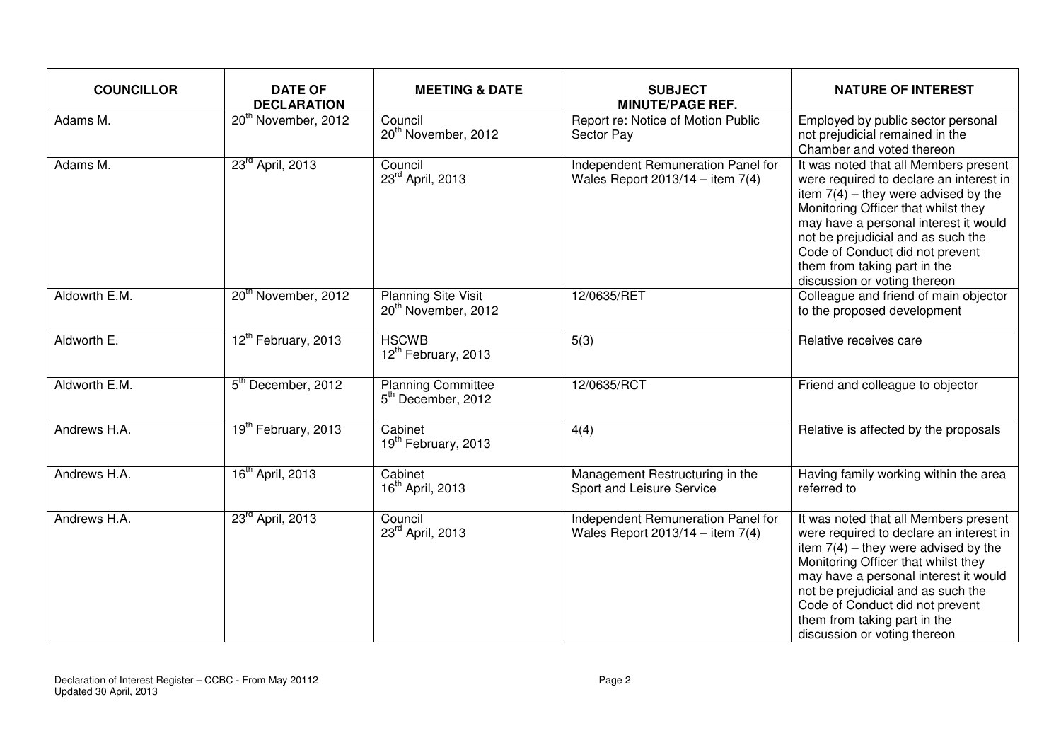| COUNCILLOR | DATE OF DECLARATION | MEETING & DATE | SUBJECT MINUTE/PAGE REF. | NATURE OF INTEREST |
|---|---|---|---|---|
| Adams M. | 20th November, 2012 | Council 20th November, 2012 | Report re: Notice of Motion Public Sector Pay | Employed by public sector personal not prejudicial remained in the Chamber and voted thereon |
| Adams M. | 23rd April, 2013 | Council 23rd April, 2013 | Independent Remuneration Panel for Wales Report 2013/14 – item 7(4) | It was noted that all Members present were required to declare an interest in item 7(4) – they were advised by the Monitoring Officer that whilst they may have a personal interest it would not be prejudicial and as such the Code of Conduct did not prevent them from taking part in the discussion or voting thereon |
| Aldowrth E.M. | 20th November, 2012 | Planning Site Visit 20th November, 2012 | 12/0635/RET | Colleague and friend of main objector to the proposed development |
| Aldworth E. | 12th February, 2013 | HSCWB 12th February, 2013 | 5(3) | Relative receives care |
| Aldworth E.M. | 5th December, 2012 | Planning Committee 5th December, 2012 | 12/0635/RCT | Friend and colleague to objector |
| Andrews H.A. | 19th February, 2013 | Cabinet 19th February, 2013 | 4(4) | Relative is affected by the proposals |
| Andrews H.A. | 16th April, 2013 | Cabinet 16th April, 2013 | Management Restructuring in the Sport and Leisure Service | Having family working within the area referred to |
| Andrews H.A. | 23rd April, 2013 | Council 23rd April, 2013 | Independent Remuneration Panel for Wales Report 2013/14 – item 7(4) | It was noted that all Members present were required to declare an interest in item 7(4) – they were advised by the Monitoring Officer that whilst they may have a personal interest it would not be prejudicial and as such the Code of Conduct did not prevent them from taking part in the discussion or voting thereon |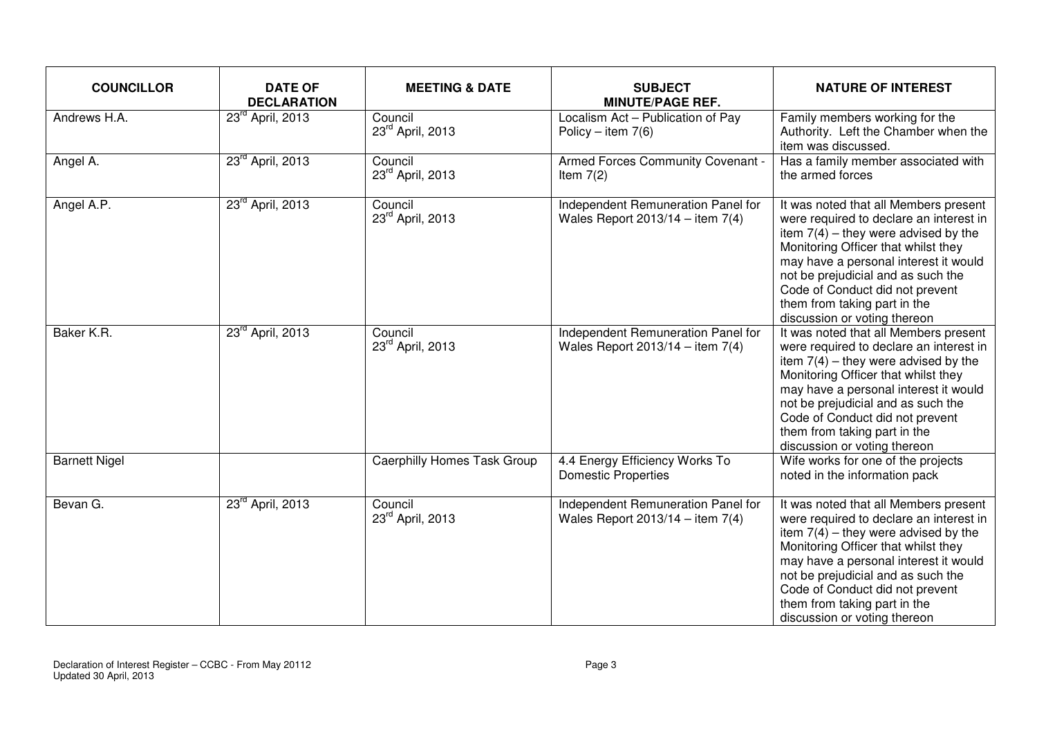| COUNCILLOR | DATE OF DECLARATION | MEETING & DATE | SUBJECT MINUTE/PAGE REF. | NATURE OF INTEREST |
|---|---|---|---|---|
| Andrews H.A. | 23rd April, 2013 | Council 23rd April, 2013 | Localism Act – Publication of Pay Policy – item 7(6) | Family members working for the Authority. Left the Chamber when the item was discussed. |
| Angel A. | 23rd April, 2013 | Council 23rd April, 2013 | Armed Forces Community Covenant - Item 7(2) | Has a family member associated with the armed forces |
| Angel A.P. | 23rd April, 2013 | Council 23rd April, 2013 | Independent Remuneration Panel for Wales Report 2013/14 – item 7(4) | It was noted that all Members present were required to declare an interest in item 7(4) – they were advised by the Monitoring Officer that whilst they may have a personal interest it would not be prejudicial and as such the Code of Conduct did not prevent them from taking part in the discussion or voting thereon |
| Baker K.R. | 23rd April, 2013 | Council 23rd April, 2013 | Independent Remuneration Panel for Wales Report 2013/14 – item 7(4) | It was noted that all Members present were required to declare an interest in item 7(4) – they were advised by the Monitoring Officer that whilst they may have a personal interest it would not be prejudicial and as such the Code of Conduct did not prevent them from taking part in the discussion or voting thereon |
| Barnett Nigel | | Caerphilly Homes Task Group | 4.4 Energy Efficiency Works To Domestic Properties | Wife works for one of the projects noted in the information pack |
| Bevan G. | 23rd April, 2013 | Council 23rd April, 2013 | Independent Remuneration Panel for Wales Report 2013/14 – item 7(4) | It was noted that all Members present were required to declare an interest in item 7(4) – they were advised by the Monitoring Officer that whilst they may have a personal interest it would not be prejudicial and as such the Code of Conduct did not prevent them from taking part in the discussion or voting thereon |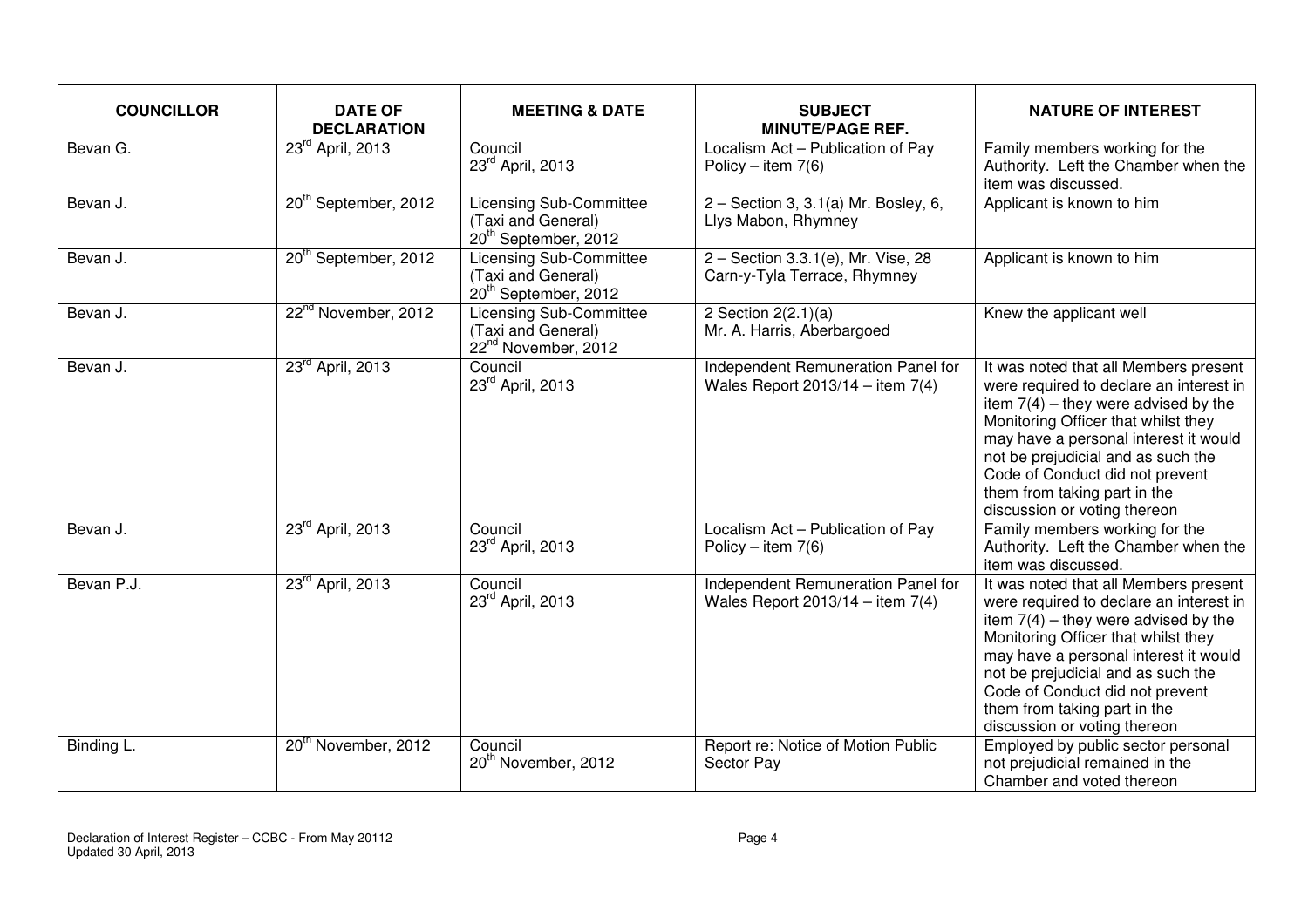| COUNCILLOR | DATE OF DECLARATION | MEETING & DATE | SUBJECT MINUTE/PAGE REF. | NATURE OF INTEREST |
|---|---|---|---|---|
| Bevan G. | 23rd April, 2013 | Council 23rd April, 2013 | Localism Act – Publication of Pay Policy – item 7(6) | Family members working for the Authority. Left the Chamber when the item was discussed. |
| Bevan J. | 20th September, 2012 | Licensing Sub-Committee (Taxi and General) 20th September, 2012 | 2 – Section 3, 3.1(a) Mr. Bosley, 6, Llys Mabon, Rhymney | Applicant is known to him |
| Bevan J. | 20th September, 2012 | Licensing Sub-Committee (Taxi and General) 20th September, 2012 | 2 – Section 3.3.1(e), Mr. Vise, 28 Carn-y-Tyla Terrace, Rhymney | Applicant is known to him |
| Bevan J. | 22nd November, 2012 | Licensing Sub-Committee (Taxi and General) 22nd November, 2012 | 2 Section 2(2.1)(a) Mr. A. Harris, Aberbargoed | Knew the applicant well |
| Bevan J. | 23rd April, 2013 | Council 23rd April, 2013 | Independent Remuneration Panel for Wales Report 2013/14 – item 7(4) | It was noted that all Members present were required to declare an interest in item 7(4) – they were advised by the Monitoring Officer that whilst they may have a personal interest it would not be prejudicial and as such the Code of Conduct did not prevent them from taking part in the discussion or voting thereon |
| Bevan J. | 23rd April, 2013 | Council 23rd April, 2013 | Localism Act – Publication of Pay Policy – item 7(6) | Family members working for the Authority. Left the Chamber when the item was discussed. |
| Bevan P.J. | 23rd April, 2013 | Council 23rd April, 2013 | Independent Remuneration Panel for Wales Report 2013/14 – item 7(4) | It was noted that all Members present were required to declare an interest in item 7(4) – they were advised by the Monitoring Officer that whilst they may have a personal interest it would not be prejudicial and as such the Code of Conduct did not prevent them from taking part in the discussion or voting thereon |
| Binding L. | 20th November, 2012 | Council 20th November, 2012 | Report re: Notice of Motion Public Sector Pay | Employed by public sector personal not prejudicial remained in the Chamber and voted thereon |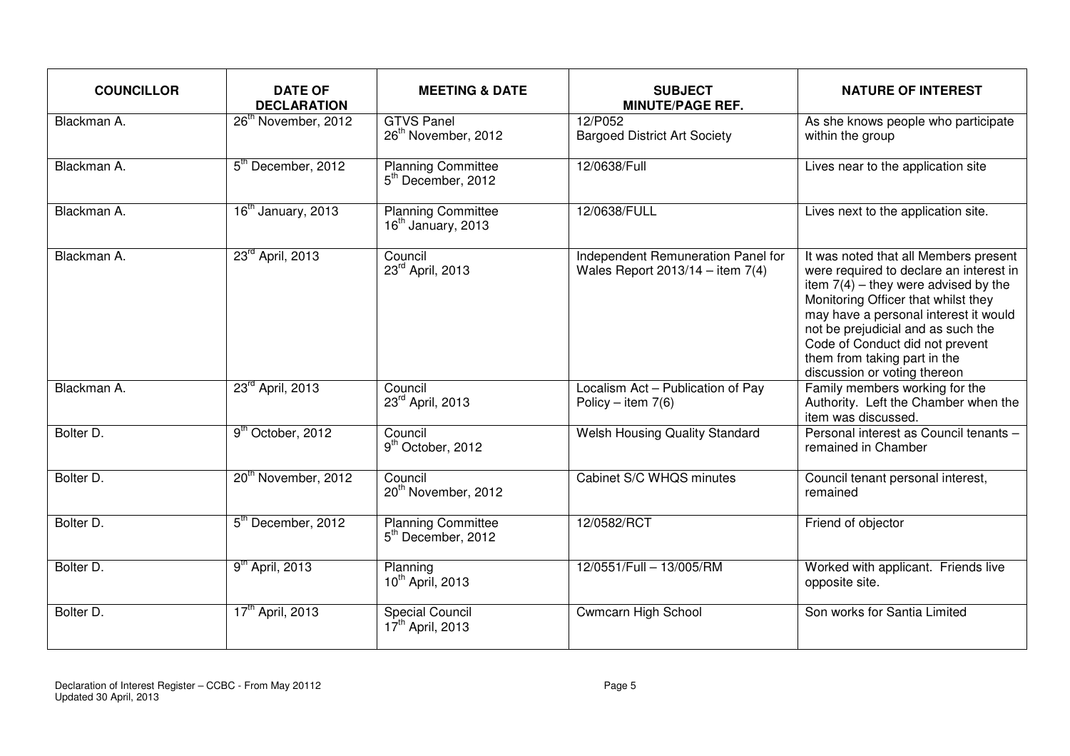| COUNCILLOR | DATE OF DECLARATION | MEETING & DATE | SUBJECT MINUTE/PAGE REF. | NATURE OF INTEREST |
|---|---|---|---|---|
| Blackman A. | 26th November, 2012 | GTVS Panel 26th November, 2012 | 12/P052 Bargoed District Art Society | As she knows people who participate within the group |
| Blackman A. | 5th December, 2012 | Planning Committee 5th December, 2012 | 12/0638/Full | Lives near to the application site |
| Blackman A. | 16th January, 2013 | Planning Committee 16th January, 2013 | 12/0638/FULL | Lives next to the application site. |
| Blackman A. | 23rd April, 2013 | Council 23rd April, 2013 | Independent Remuneration Panel for Wales Report 2013/14 – item 7(4) | It was noted that all Members present were required to declare an interest in item 7(4) – they were advised by the Monitoring Officer that whilst they may have a personal interest it would not be prejudicial and as such the Code of Conduct did not prevent them from taking part in the discussion or voting thereon |
| Blackman A. | 23rd April, 2013 | Council 23rd April, 2013 | Localism Act – Publication of Pay Policy – item 7(6) | Family members working for the Authority. Left the Chamber when the item was discussed. |
| Bolter D. | 9th October, 2012 | Council 9th October, 2012 | Welsh Housing Quality Standard | Personal interest as Council tenants – remained in Chamber |
| Bolter D. | 20th November, 2012 | Council 20th November, 2012 | Cabinet S/C WHQS minutes | Council tenant personal interest, remained |
| Bolter D. | 5th December, 2012 | Planning Committee 5th December, 2012 | 12/0582/RCT | Friend of objector |
| Bolter D. | 9th April, 2013 | Planning 10th April, 2013 | 12/0551/Full – 13/005/RM | Worked with applicant. Friends live opposite site. |
| Bolter D. | 17th April, 2013 | Special Council 17th April, 2013 | Cwmcarn High School | Son works for Santia Limited |

Declaration of Interest Register – CCBC - From May 20112
Updated 30 April, 2013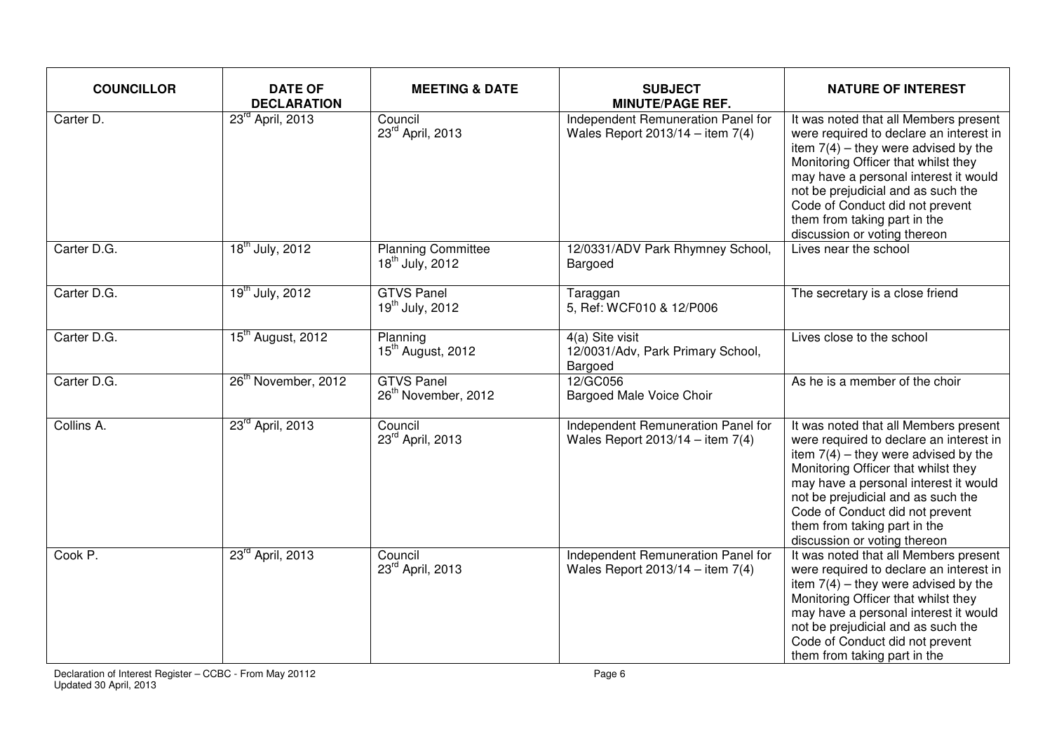| COUNCILLOR | DATE OF DECLARATION | MEETING & DATE | SUBJECT MINUTE/PAGE REF. | NATURE OF INTEREST |
|---|---|---|---|---|
| Carter D. | 23rd April, 2013 | Council 23rd April, 2013 | Independent Remuneration Panel for Wales Report 2013/14 – item 7(4) | It was noted that all Members present were required to declare an interest in item 7(4) – they were advised by the Monitoring Officer that whilst they may have a personal interest it would not be prejudicial and as such the Code of Conduct did not prevent them from taking part in the discussion or voting thereon |
| Carter D.G. | 18th July, 2012 | Planning Committee 18th July, 2012 | 12/0331/ADV Park Rhymney School, Bargoed | Lives near the school |
| Carter D.G. | 19th July, 2012 | GTVS Panel 19th July, 2012 | Taraggan 5, Ref: WCF010 & 12/P006 | The secretary is a close friend |
| Carter D.G. | 15th August, 2012 | Planning 15th August, 2012 | 4(a) Site visit 12/0031/Adv, Park Primary School, Bargoed | Lives close to the school |
| Carter D.G. | 26th November, 2012 | GTVS Panel 26th November, 2012 | 12/GC056 Bargoed Male Voice Choir | As he is a member of the choir |
| Collins A. | 23rd April, 2013 | Council 23rd April, 2013 | Independent Remuneration Panel for Wales Report 2013/14 – item 7(4) | It was noted that all Members present were required to declare an interest in item 7(4) – they were advised by the Monitoring Officer that whilst they may have a personal interest it would not be prejudicial and as such the Code of Conduct did not prevent them from taking part in the discussion or voting thereon |
| Cook P. | 23rd April, 2013 | Council 23rd April, 2013 | Independent Remuneration Panel for Wales Report 2013/14 – item 7(4) | It was noted that all Members present were required to declare an interest in item 7(4) – they were advised by the Monitoring Officer that whilst they may have a personal interest it would not be prejudicial and as such the Code of Conduct did not prevent them from taking part in the |

Declaration of Interest Register – CCBC - From May 20112
Updated 30 April, 2013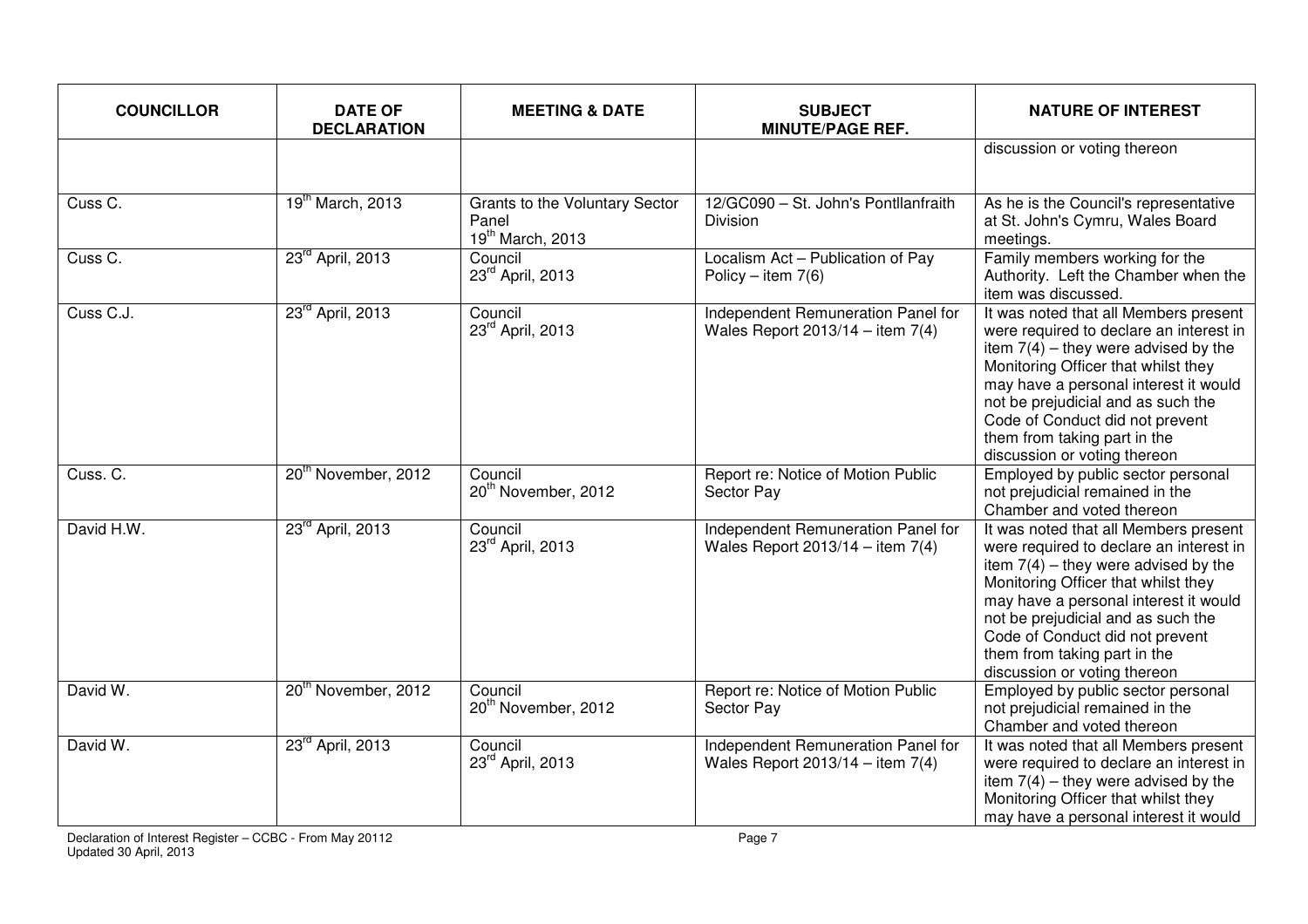| COUNCILLOR | DATE OF DECLARATION | MEETING & DATE | SUBJECT MINUTE/PAGE REF. | NATURE OF INTEREST |
|---|---|---|---|---|
| | | | | discussion or voting thereon |
| Cuss C. | 19th March, 2013 | Grants to the Voluntary Sector Panel 19th March, 2013 | 12/GC090 – St. John's Pontllanfraith Division | As he is the Council's representative at St. John's Cymru, Wales Board meetings. |
| Cuss C. | 23rd April, 2013 | Council 23rd April, 2013 | Localism Act – Publication of Pay Policy – item 7(6) | Family members working for the Authority. Left the Chamber when the item was discussed. |
| Cuss C.J. | 23rd April, 2013 | Council 23rd April, 2013 | Independent Remuneration Panel for Wales Report 2013/14 – item 7(4) | It was noted that all Members present were required to declare an interest in item 7(4) – they were advised by the Monitoring Officer that whilst they may have a personal interest it would not be prejudicial and as such the Code of Conduct did not prevent them from taking part in the discussion or voting thereon |
| Cuss. C. | 20th November, 2012 | Council 20th November, 2012 | Report re: Notice of Motion Public Sector Pay | Employed by public sector personal not prejudicial remained in the Chamber and voted thereon |
| David H.W. | 23rd April, 2013 | Council 23rd April, 2013 | Independent Remuneration Panel for Wales Report 2013/14 – item 7(4) | It was noted that all Members present were required to declare an interest in item 7(4) – they were advised by the Monitoring Officer that whilst they may have a personal interest it would not be prejudicial and as such the Code of Conduct did not prevent them from taking part in the discussion or voting thereon |
| David W. | 20th November, 2012 | Council 20th November, 2012 | Report re: Notice of Motion Public Sector Pay | Employed by public sector personal not prejudicial remained in the Chamber and voted thereon |
| David W. | 23rd April, 2013 | Council 23rd April, 2013 | Independent Remuneration Panel for Wales Report 2013/14 – item 7(4) | It was noted that all Members present were required to declare an interest in item 7(4) – they were advised by the Monitoring Officer that whilst they may have a personal interest it would |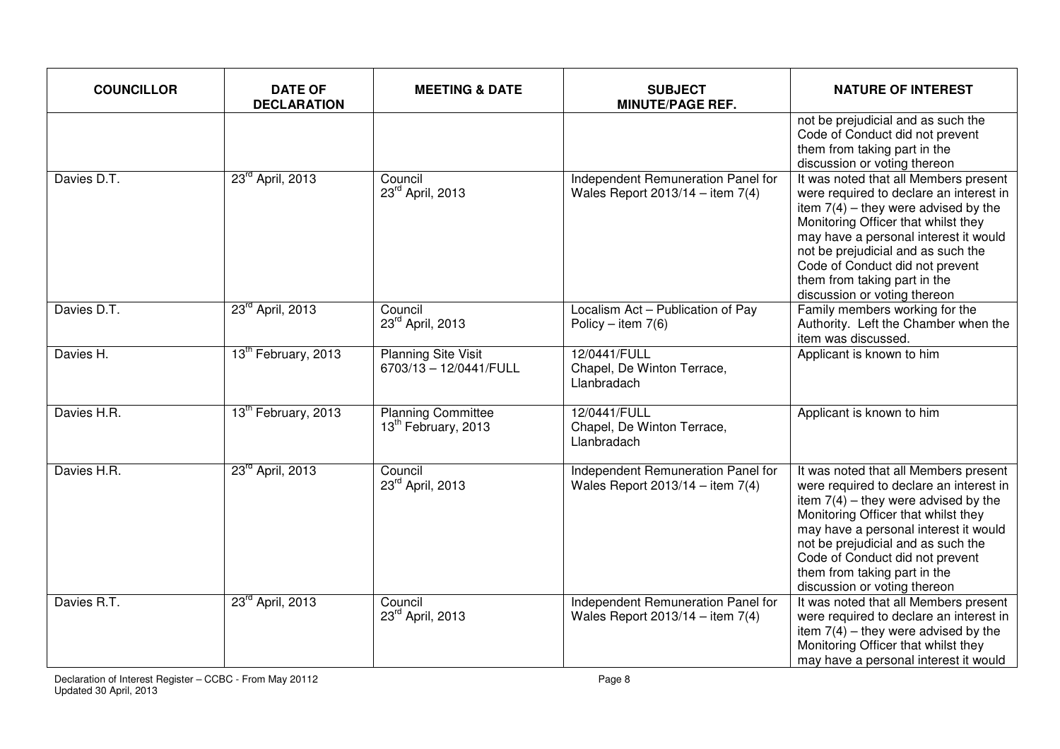| COUNCILLOR | DATE OF DECLARATION | MEETING & DATE | SUBJECT MINUTE/PAGE REF. | NATURE OF INTEREST |
|---|---|---|---|---|
| | | | | not be prejudicial and as such the Code of Conduct did not prevent them from taking part in the discussion or voting thereon |
| Davies D.T. | 23rd April, 2013 | Council 23rd April, 2013 | Independent Remuneration Panel for Wales Report 2013/14 – item 7(4) | It was noted that all Members present were required to declare an interest in item 7(4) – they were advised by the Monitoring Officer that whilst they may have a personal interest it would not be prejudicial and as such the Code of Conduct did not prevent them from taking part in the discussion or voting thereon |
| Davies D.T. | 23rd April, 2013 | Council 23rd April, 2013 | Localism Act – Publication of Pay Policy – item 7(6) | Family members working for the Authority. Left the Chamber when the item was discussed. |
| Davies H. | 13th February, 2013 | Planning Site Visit 6703/13 – 12/0441/FULL | 12/0441/FULL Chapel, De Winton Terrace, Llanbradach | Applicant is known to him |
| Davies H.R. | 13th February, 2013 | Planning Committee 13th February, 2013 | 12/0441/FULL Chapel, De Winton Terrace, Llanbradach | Applicant is known to him |
| Davies H.R. | 23rd April, 2013 | Council 23rd April, 2013 | Independent Remuneration Panel for Wales Report 2013/14 – item 7(4) | It was noted that all Members present were required to declare an interest in item 7(4) – they were advised by the Monitoring Officer that whilst they may have a personal interest it would not be prejudicial and as such the Code of Conduct did not prevent them from taking part in the discussion or voting thereon |
| Davies R.T. | 23rd April, 2013 | Council 23rd April, 2013 | Independent Remuneration Panel for Wales Report 2013/14 – item 7(4) | It was noted that all Members present were required to declare an interest in item 7(4) – they were advised by the Monitoring Officer that whilst they may have a personal interest it would |

Declaration of Interest Register – CCBC - From May 20112
Updated 30 April, 2013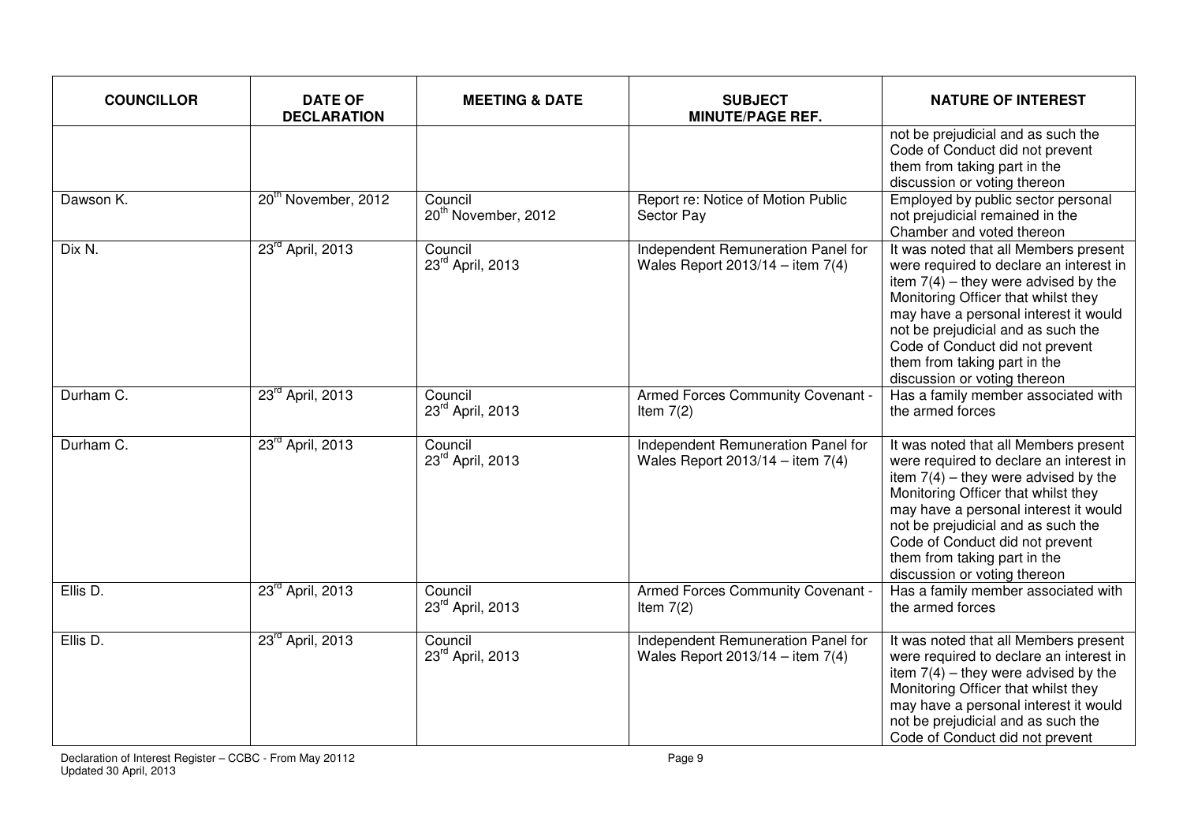| COUNCILLOR | DATE OF DECLARATION | MEETING & DATE | SUBJECT MINUTE/PAGE REF. | NATURE OF INTEREST |
|---|---|---|---|---|
| | | | | not be prejudicial and as such the Code of Conduct did not prevent them from taking part in the discussion or voting thereon |
| Dawson K. | 20th November, 2012 | Council 20th November, 2012 | Report re: Notice of Motion Public Sector Pay | Employed by public sector personal not prejudicial remained in the Chamber and voted thereon |
| Dix N. | 23rd April, 2013 | Council 23rd April, 2013 | Independent Remuneration Panel for Wales Report 2013/14 – item 7(4) | It was noted that all Members present were required to declare an interest in item 7(4) – they were advised by the Monitoring Officer that whilst they may have a personal interest it would not be prejudicial and as such the Code of Conduct did not prevent them from taking part in the discussion or voting thereon |
| Durham C. | 23rd April, 2013 | Council 23rd April, 2013 | Armed Forces Community Covenant - Item 7(2) | Has a family member associated with the armed forces |
| Durham C. | 23rd April, 2013 | Council 23rd April, 2013 | Independent Remuneration Panel for Wales Report 2013/14 – item 7(4) | It was noted that all Members present were required to declare an interest in item 7(4) – they were advised by the Monitoring Officer that whilst they may have a personal interest it would not be prejudicial and as such the Code of Conduct did not prevent them from taking part in the discussion or voting thereon |
| Ellis D. | 23rd April, 2013 | Council 23rd April, 2013 | Armed Forces Community Covenant - Item 7(2) | Has a family member associated with the armed forces |
| Ellis D. | 23rd April, 2013 | Council 23rd April, 2013 | Independent Remuneration Panel for Wales Report 2013/14 – item 7(4) | It was noted that all Members present were required to declare an interest in item 7(4) – they were advised by the Monitoring Officer that whilst they may have a personal interest it would not be prejudicial and as such the Code of Conduct did not prevent |

Declaration of Interest Register – CCBC - From May 20112
Updated 30 April, 2013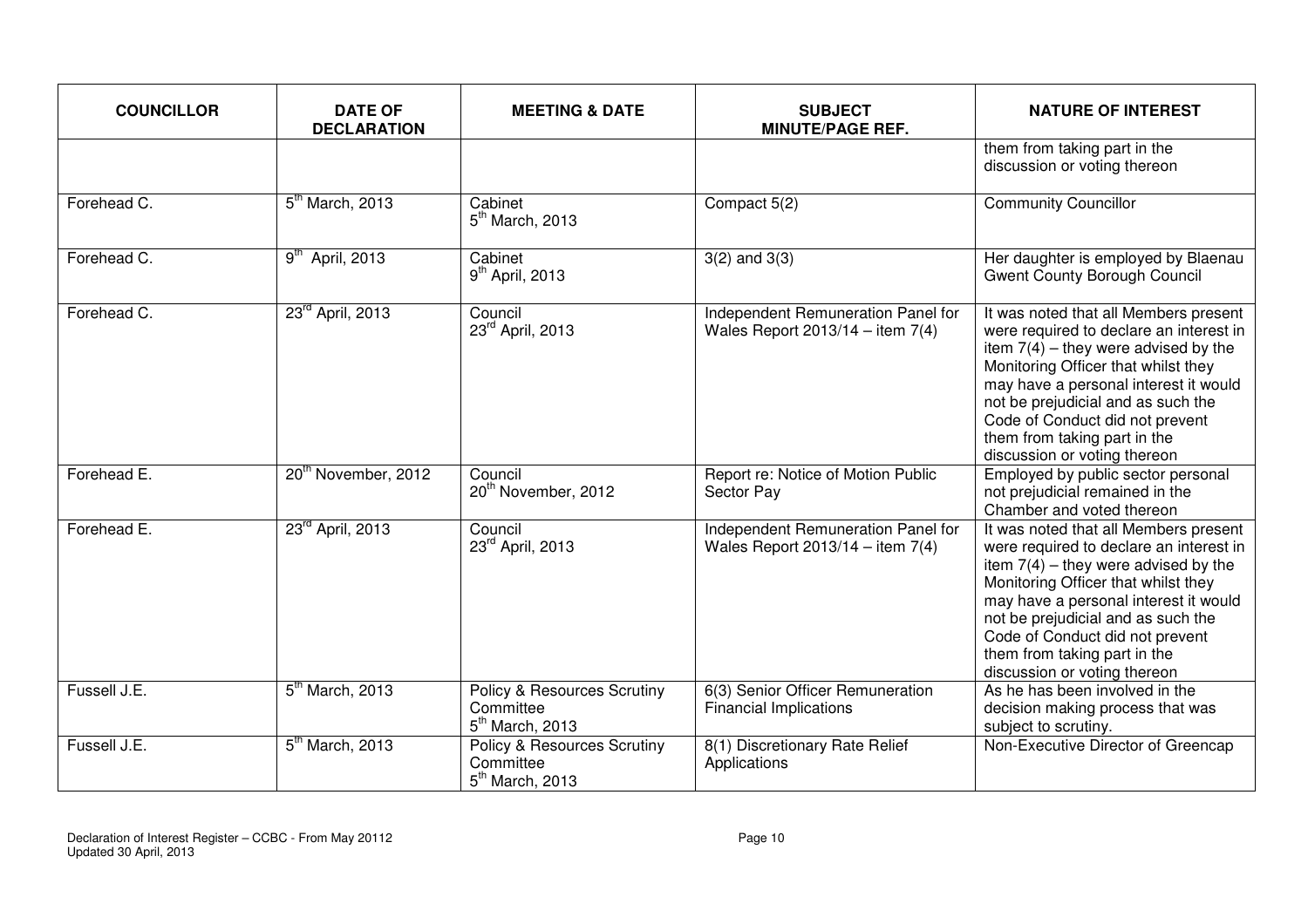| COUNCILLOR | DATE OF DECLARATION | MEETING & DATE | SUBJECT MINUTE/PAGE REF. | NATURE OF INTEREST |
|---|---|---|---|---|
| | | | | them from taking part in the discussion or voting thereon |
| Forehead C. | 5th March, 2013 | Cabinet 5th March, 2013 | Compact 5(2) | Community Councillor |
| Forehead C. | 9th April, 2013 | Cabinet 9th April, 2013 | 3(2) and 3(3) | Her daughter is employed by Blaenau Gwent County Borough Council |
| Forehead C. | 23rd April, 2013 | Council 23rd April, 2013 | Independent Remuneration Panel for Wales Report 2013/14 – item 7(4) | It was noted that all Members present were required to declare an interest in item 7(4) – they were advised by the Monitoring Officer that whilst they may have a personal interest it would not be prejudicial and as such the Code of Conduct did not prevent them from taking part in the discussion or voting thereon |
| Forehead E. | 20th November, 2012 | Council 20th November, 2012 | Report re: Notice of Motion Public Sector Pay | Employed by public sector personal not prejudicial remained in the Chamber and voted thereon |
| Forehead E. | 23rd April, 2013 | Council 23rd April, 2013 | Independent Remuneration Panel for Wales Report 2013/14 – item 7(4) | It was noted that all Members present were required to declare an interest in item 7(4) – they were advised by the Monitoring Officer that whilst they may have a personal interest it would not be prejudicial and as such the Code of Conduct did not prevent them from taking part in the discussion or voting thereon |
| Fussell J.E. | 5th March, 2013 | Policy & Resources Scrutiny Committee 5th March, 2013 | 6(3) Senior Officer Remuneration Financial Implications | As he has been involved in the decision making process that was subject to scrutiny. |
| Fussell J.E. | 5th March, 2013 | Policy & Resources Scrutiny Committee 5th March, 2013 | 8(1) Discretionary Rate Relief Applications | Non-Executive Director of Greencap |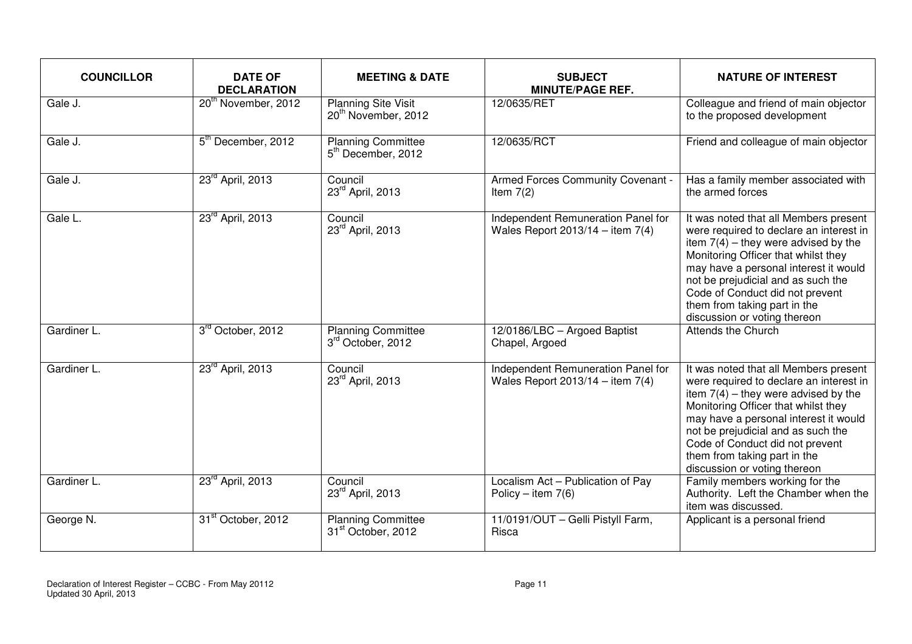| COUNCILLOR | DATE OF DECLARATION | MEETING & DATE | SUBJECT MINUTE/PAGE REF. | NATURE OF INTEREST |
|---|---|---|---|---|
| Gale J. | 20th November, 2012 | Planning Site Visit 20th November, 2012 | 12/0635/RET | Colleague and friend of main objector to the proposed development |
| Gale J. | 5th December, 2012 | Planning Committee 5th December, 2012 | 12/0635/RCT | Friend and colleague of main objector |
| Gale J. | 23rd April, 2013 | Council 23rd April, 2013 | Armed Forces Community Covenant - Item 7(2) | Has a family member associated with the armed forces |
| Gale L. | 23rd April, 2013 | Council 23rd April, 2013 | Independent Remuneration Panel for Wales Report 2013/14 – item 7(4) | It was noted that all Members present were required to declare an interest in item 7(4) – they were advised by the Monitoring Officer that whilst they may have a personal interest it would not be prejudicial and as such the Code of Conduct did not prevent them from taking part in the discussion or voting thereon |
| Gardiner L. | 3rd October, 2012 | Planning Committee 3rd October, 2012 | 12/0186/LBC – Argoed Baptist Chapel, Argoed | Attends the Church |
| Gardiner L. | 23rd April, 2013 | Council 23rd April, 2013 | Independent Remuneration Panel for Wales Report 2013/14 – item 7(4) | It was noted that all Members present were required to declare an interest in item 7(4) – they were advised by the Monitoring Officer that whilst they may have a personal interest it would not be prejudicial and as such the Code of Conduct did not prevent them from taking part in the discussion or voting thereon |
| Gardiner L. | 23rd April, 2013 | Council 23rd April, 2013 | Localism Act – Publication of Pay Policy – item 7(6) | Family members working for the Authority. Left the Chamber when the item was discussed. |
| George N. | 31st October, 2012 | Planning Committee 31st October, 2012 | 11/0191/OUT – Gelli Pistyll Farm, Risca | Applicant is a personal friend |

Declaration of Interest Register – CCBC - From May 20112
Updated 30 April, 2013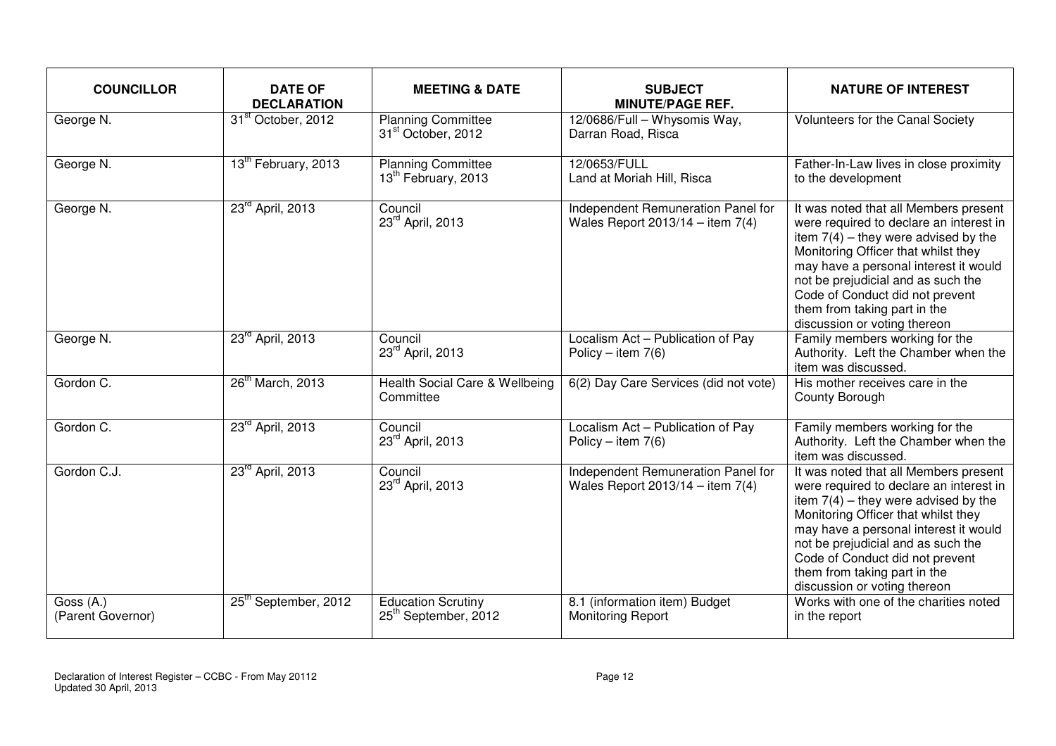| COUNCILLOR | DATE OF DECLARATION | MEETING & DATE | SUBJECT MINUTE/PAGE REF. | NATURE OF INTEREST |
|---|---|---|---|---|
| George N. | 31st October, 2012 | Planning Committee 31st October, 2012 | 12/0686/Full – Whysomis Way, Darran Road, Risca | Volunteers for the Canal Society |
| George N. | 13th February, 2013 | Planning Committee 13th February, 2013 | 12/0653/FULL Land at Moriah Hill, Risca | Father-In-Law lives in close proximity to the development |
| George N. | 23rd April, 2013 | Council 23rd April, 2013 | Independent Remuneration Panel for Wales Report 2013/14 – item 7(4) | It was noted that all Members present were required to declare an interest in item 7(4) – they were advised by the Monitoring Officer that whilst they may have a personal interest it would not be prejudicial and as such the Code of Conduct did not prevent them from taking part in the discussion or voting thereon |
| George N. | 23rd April, 2013 | Council 23rd April, 2013 | Localism Act – Publication of Pay Policy – item 7(6) | Family members working for the Authority. Left the Chamber when the item was discussed. |
| Gordon C. | 26th March, 2013 | Health Social Care & Wellbeing Committee | 6(2) Day Care Services (did not vote) | His mother receives care in the County Borough |
| Gordon C. | 23rd April, 2013 | Council 23rd April, 2013 | Localism Act – Publication of Pay Policy – item 7(6) | Family members working for the Authority. Left the Chamber when the item was discussed. |
| Gordon C.J. | 23rd April, 2013 | Council 23rd April, 2013 | Independent Remuneration Panel for Wales Report 2013/14 – item 7(4) | It was noted that all Members present were required to declare an interest in item 7(4) – they were advised by the Monitoring Officer that whilst they may have a personal interest it would not be prejudicial and as such the Code of Conduct did not prevent them from taking part in the discussion or voting thereon |
| Goss (A.) (Parent Governor) | 25th September, 2012 | Education Scrutiny 25th September, 2012 | 8.1 (information item) Budget Monitoring Report | Works with one of the charities noted in the report |

Declaration of Interest Register – CCBC - From May 20112
Updated 30 April, 2013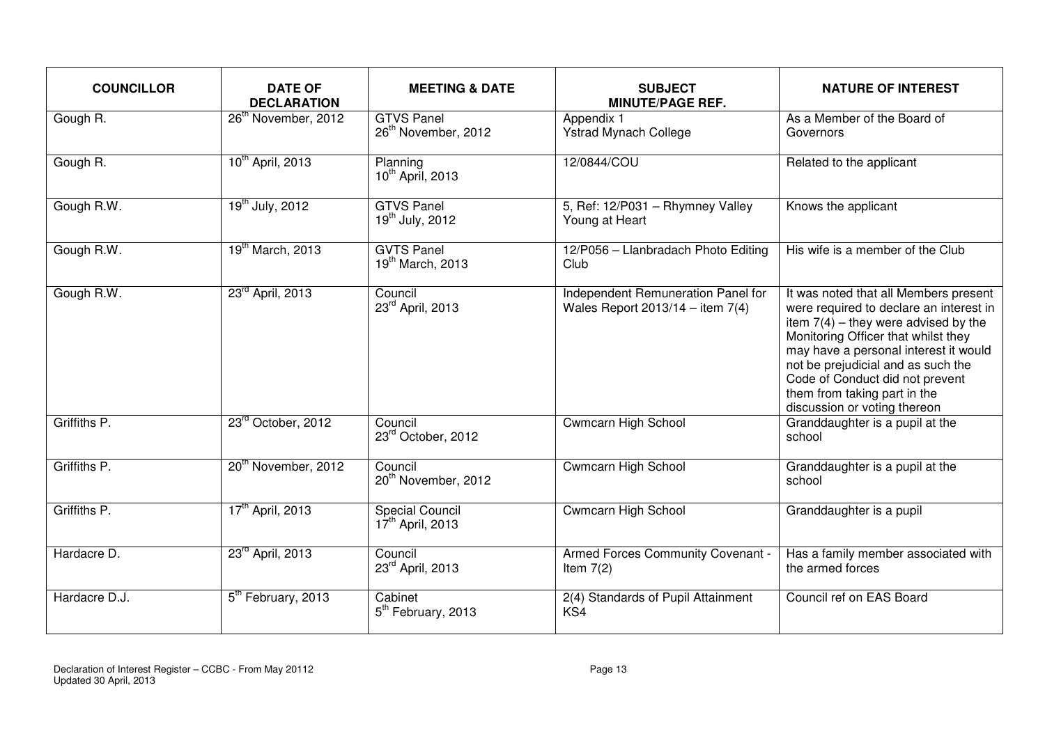| COUNCILLOR | DATE OF DECLARATION | MEETING & DATE | SUBJECT MINUTE/PAGE REF. | NATURE OF INTEREST |
|---|---|---|---|---|
| Gough R. | 26th November, 2012 | GTVS Panel 26th November, 2012 | Appendix 1 Ystrad Mynach College | As a Member of the Board of Governors |
| Gough R. | 10th April, 2013 | Planning 10th April, 2013 | 12/0844/COU | Related to the applicant |
| Gough R.W. | 19th July, 2012 | GTVS Panel 19th July, 2012 | 5, Ref: 12/P031 – Rhymney Valley Young at Heart | Knows the applicant |
| Gough R.W. | 19th March, 2013 | GVTS Panel 19th March, 2013 | 12/P056 – Llanbradach Photo Editing Club | His wife is a member of the Club |
| Gough R.W. | 23rd April, 2013 | Council 23rd April, 2013 | Independent Remuneration Panel for Wales Report 2013/14 – item 7(4) | It was noted that all Members present were required to declare an interest in item 7(4) – they were advised by the Monitoring Officer that whilst they may have a personal interest it would not be prejudicial and as such the Code of Conduct did not prevent them from taking part in the discussion or voting thereon |
| Griffiths P. | 23rd October, 2012 | Council 23rd October, 2012 | Cwmcarn High School | Granddaughter is a pupil at the school |
| Griffiths P. | 20th November, 2012 | Council 20th November, 2012 | Cwmcarn High School | Granddaughter is a pupil at the school |
| Griffiths P. | 17th April, 2013 | Special Council 17th April, 2013 | Cwmcarn High School | Granddaughter is a pupil |
| Hardacre D. | 23rd April, 2013 | Council 23rd April, 2013 | Armed Forces Community Covenant - Item 7(2) | Has a family member associated with the armed forces |
| Hardacre D.J. | 5th February, 2013 | Cabinet 5th February, 2013 | 2(4) Standards of Pupil Attainment KS4 | Council ref on EAS Board |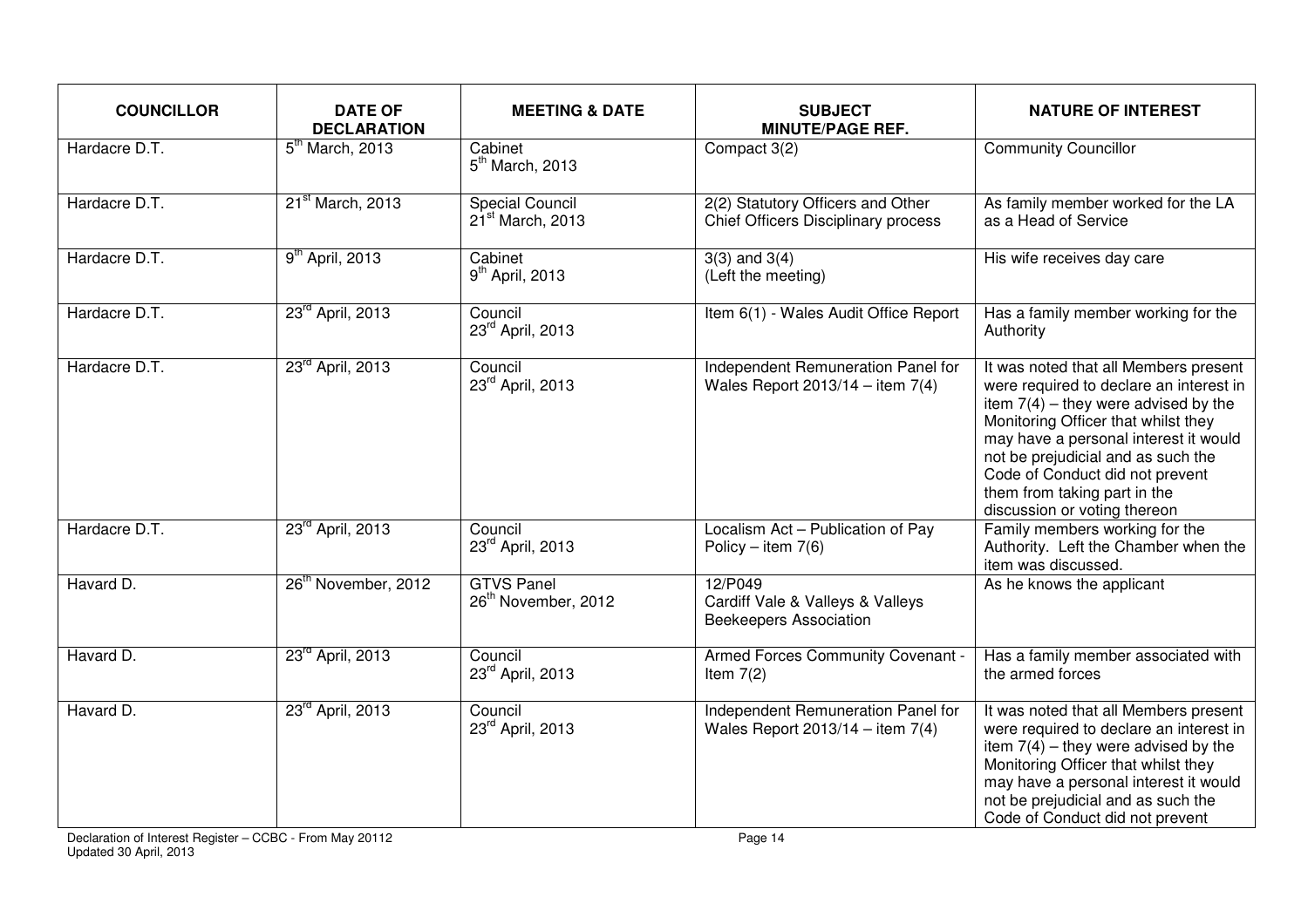| COUNCILLOR | DATE OF DECLARATION | MEETING & DATE | SUBJECT MINUTE/PAGE REF. | NATURE OF INTEREST |
|---|---|---|---|---|
| Hardacre D.T. | 5th March, 2013 | Cabinet 5th March, 2013 | Compact 3(2) | Community Councillor |
| Hardacre D.T. | 21st March, 2013 | Special Council 21st March, 2013 | 2(2) Statutory Officers and Other Chief Officers Disciplinary process | As family member worked for the LA as a Head of Service |
| Hardacre D.T. | 9th April, 2013 | Cabinet 9th April, 2013 | 3(3) and 3(4) (Left the meeting) | His wife receives day care |
| Hardacre D.T. | 23rd April, 2013 | Council 23rd April, 2013 | Item 6(1) - Wales Audit Office Report | Has a family member working for the Authority |
| Hardacre D.T. | 23rd April, 2013 | Council 23rd April, 2013 | Independent Remuneration Panel for Wales Report 2013/14 – item 7(4) | It was noted that all Members present were required to declare an interest in item 7(4) – they were advised by the Monitoring Officer that whilst they may have a personal interest it would not be prejudicial and as such the Code of Conduct did not prevent them from taking part in the discussion or voting thereon |
| Hardacre D.T. | 23rd April, 2013 | Council 23rd April, 2013 | Localism Act – Publication of Pay Policy – item 7(6) | Family members working for the Authority. Left the Chamber when the item was discussed. |
| Havard D. | 26th November, 2012 | GTVS Panel 26th November, 2012 | 12/P049 Cardiff Vale & Valleys & Valleys Beekeepers Association | As he knows the applicant |
| Havard D. | 23rd April, 2013 | Council 23rd April, 2013 | Armed Forces Community Covenant - Item 7(2) | Has a family member associated with the armed forces |
| Havard D. | 23rd April, 2013 | Council 23rd April, 2013 | Independent Remuneration Panel for Wales Report 2013/14 – item 7(4) | It was noted that all Members present were required to declare an interest in item 7(4) – they were advised by the Monitoring Officer that whilst they may have a personal interest it would not be prejudicial and as such the Code of Conduct did not prevent |

Declaration of Interest Register – CCBC - From May 20112
Updated 30 April, 2013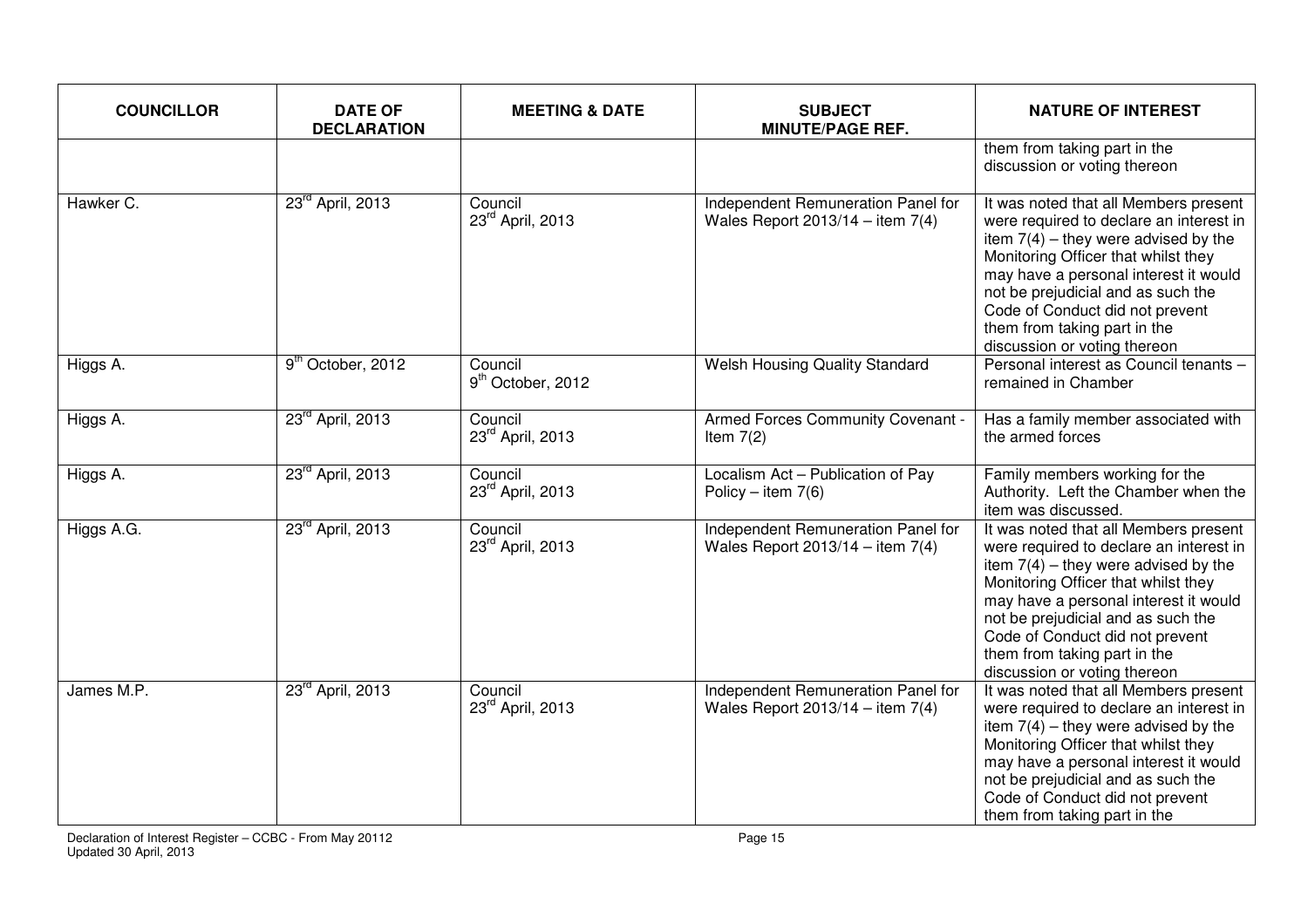| COUNCILLOR | DATE OF DECLARATION | MEETING & DATE | SUBJECT MINUTE/PAGE REF. | NATURE OF INTEREST |
|---|---|---|---|---|
| | | | | them from taking part in the discussion or voting thereon |
| Hawker C. | 23rd April, 2013 | Council 23rd April, 2013 | Independent Remuneration Panel for Wales Report 2013/14 – item 7(4) | It was noted that all Members present were required to declare an interest in item 7(4) – they were advised by the Monitoring Officer that whilst they may have a personal interest it would not be prejudicial and as such the Code of Conduct did not prevent them from taking part in the discussion or voting thereon |
| Higgs A. | 9th October, 2012 | Council 9th October, 2012 | Welsh Housing Quality Standard | Personal interest as Council tenants – remained in Chamber |
| Higgs A. | 23rd April, 2013 | Council 23rd April, 2013 | Armed Forces Community Covenant - Item 7(2) | Has a family member associated with the armed forces |
| Higgs A. | 23rd April, 2013 | Council 23rd April, 2013 | Localism Act – Publication of Pay Policy – item 7(6) | Family members working for the Authority. Left the Chamber when the item was discussed. |
| Higgs A.G. | 23rd April, 2013 | Council 23rd April, 2013 | Independent Remuneration Panel for Wales Report 2013/14 – item 7(4) | It was noted that all Members present were required to declare an interest in item 7(4) – they were advised by the Monitoring Officer that whilst they may have a personal interest it would not be prejudicial and as such the Code of Conduct did not prevent them from taking part in the discussion or voting thereon |
| James M.P. | 23rd April, 2013 | Council 23rd April, 2013 | Independent Remuneration Panel for Wales Report 2013/14 – item 7(4) | It was noted that all Members present were required to declare an interest in item 7(4) – they were advised by the Monitoring Officer that whilst they may have a personal interest it would not be prejudicial and as such the Code of Conduct did not prevent them from taking part in the |

Declaration of Interest Register – CCBC - From May 20112
Updated 30 April, 2013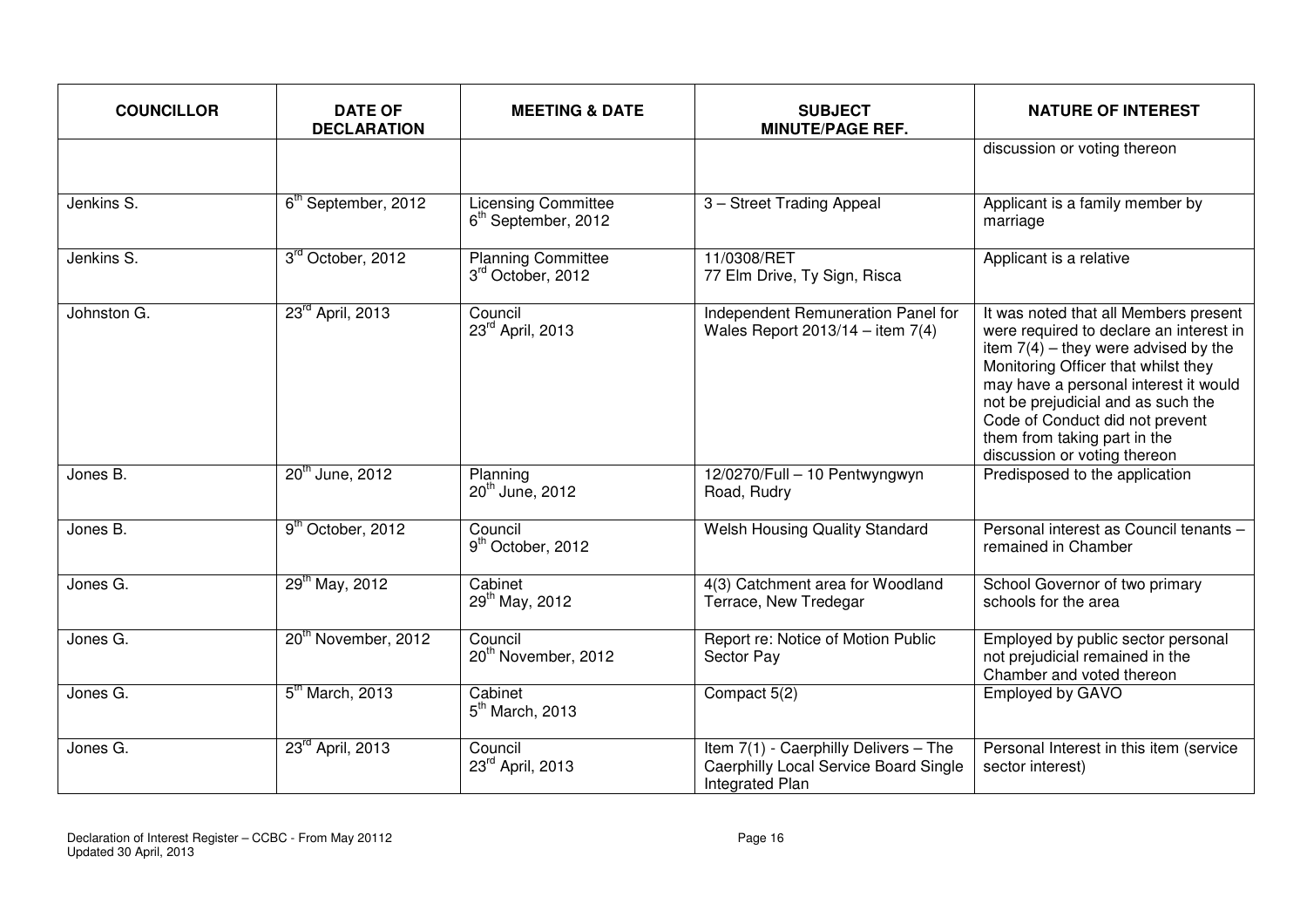| COUNCILLOR | DATE OF DECLARATION | MEETING & DATE | SUBJECT MINUTE/PAGE REF. | NATURE OF INTEREST |
|---|---|---|---|---|
| | | | | discussion or voting thereon |
| Jenkins S. | 6th September, 2012 | Licensing Committee 6th September, 2012 | 3 – Street Trading Appeal | Applicant is a family member by marriage |
| Jenkins S. | 3rd October, 2012 | Planning Committee 3rd October, 2012 | 11/0308/RET 77 Elm Drive, Ty Sign, Risca | Applicant is a relative |
| Johnston G. | 23rd April, 2013 | Council 23rd April, 2013 | Independent Remuneration Panel for Wales Report 2013/14 – item 7(4) | It was noted that all Members present were required to declare an interest in item 7(4) – they were advised by the Monitoring Officer that whilst they may have a personal interest it would not be prejudicial and as such the Code of Conduct did not prevent them from taking part in the discussion or voting thereon |
| Jones B. | 20th June, 2012 | Planning 20th June, 2012 | 12/0270/Full – 10 Pentwyngwyn Road, Rudry | Predisposed to the application |
| Jones B. | 9th October, 2012 | Council 9th October, 2012 | Welsh Housing Quality Standard | Personal interest as Council tenants – remained in Chamber |
| Jones G. | 29th May, 2012 | Cabinet 29th May, 2012 | 4(3) Catchment area for Woodland Terrace, New Tredegar | School Governor of two primary schools for the area |
| Jones G. | 20th November, 2012 | Council 20th November, 2012 | Report re: Notice of Motion Public Sector Pay | Employed by public sector personal not prejudicial remained in the Chamber and voted thereon |
| Jones G. | 5th March, 2013 | Cabinet 5th March, 2013 | Compact 5(2) | Employed by GAVO |
| Jones G. | 23rd April, 2013 | Council 23rd April, 2013 | Item 7(1) - Caerphilly Delivers – The Caerphilly Local Service Board Single Integrated Plan | Personal Interest in this item (service sector interest) |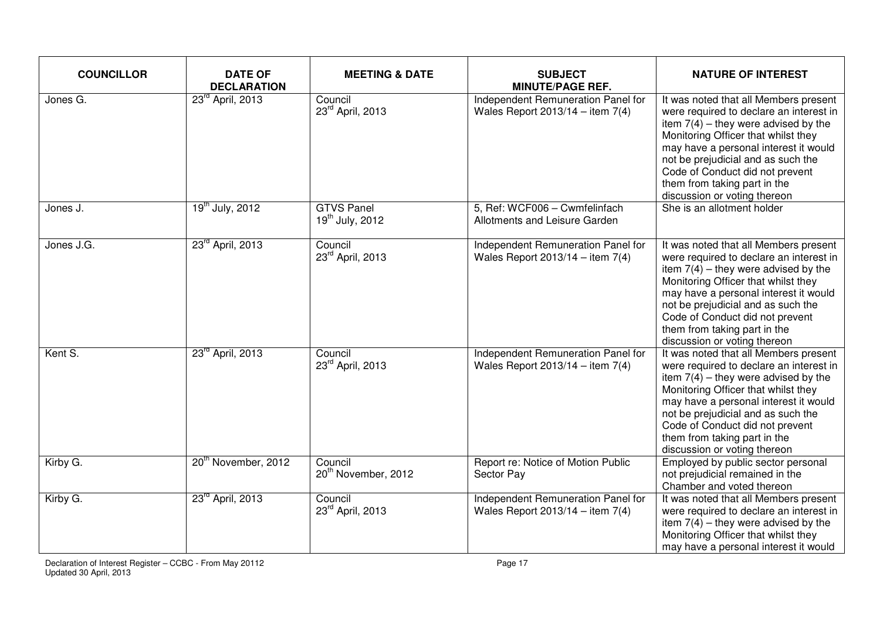| COUNCILLOR | DATE OF DECLARATION | MEETING & DATE | SUBJECT MINUTE/PAGE REF. | NATURE OF INTEREST |
|---|---|---|---|---|
| Jones G. | 23rd April, 2013 | Council 23rd April, 2013 | Independent Remuneration Panel for Wales Report 2013/14 – item 7(4) | It was noted that all Members present were required to declare an interest in item 7(4) – they were advised by the Monitoring Officer that whilst they may have a personal interest it would not be prejudicial and as such the Code of Conduct did not prevent them from taking part in the discussion or voting thereon |
| Jones J. | 19th July, 2012 | GTVS Panel 19th July, 2012 | 5, Ref: WCF006 – Cwmfelinfach Allotments and Leisure Garden | She is an allotment holder |
| Jones J.G. | 23rd April, 2013 | Council 23rd April, 2013 | Independent Remuneration Panel for Wales Report 2013/14 – item 7(4) | It was noted that all Members present were required to declare an interest in item 7(4) – they were advised by the Monitoring Officer that whilst they may have a personal interest it would not be prejudicial and as such the Code of Conduct did not prevent them from taking part in the discussion or voting thereon |
| Kent S. | 23rd April, 2013 | Council 23rd April, 2013 | Independent Remuneration Panel for Wales Report 2013/14 – item 7(4) | It was noted that all Members present were required to declare an interest in item 7(4) – they were advised by the Monitoring Officer that whilst they may have a personal interest it would not be prejudicial and as such the Code of Conduct did not prevent them from taking part in the discussion or voting thereon |
| Kirby G. | 20th November, 2012 | Council 20th November, 2012 | Report re: Notice of Motion Public Sector Pay | Employed by public sector personal not prejudicial remained in the Chamber and voted thereon |
| Kirby G. | 23rd April, 2013 | Council 23rd April, 2013 | Independent Remuneration Panel for Wales Report 2013/14 – item 7(4) | It was noted that all Members present were required to declare an interest in item 7(4) – they were advised by the Monitoring Officer that whilst they may have a personal interest it would |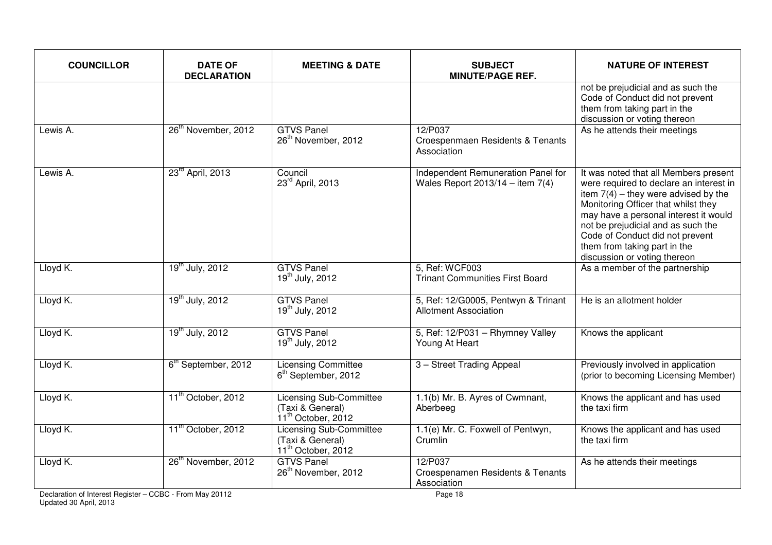| COUNCILLOR | DATE OF DECLARATION | MEETING & DATE | SUBJECT MINUTE/PAGE REF. | NATURE OF INTEREST |
|---|---|---|---|---|
| | | | | not be prejudicial and as such the Code of Conduct did not prevent them from taking part in the discussion or voting thereon |
| Lewis A. | 26th November, 2012 | GTVS Panel 26th November, 2012 | 12/P037 Croespenmaen Residents & Tenants Association | As he attends their meetings |
| Lewis A. | 23rd April, 2013 | Council 23rd April, 2013 | Independent Remuneration Panel for Wales Report 2013/14 – item 7(4) | It was noted that all Members present were required to declare an interest in item 7(4) – they were advised by the Monitoring Officer that whilst they may have a personal interest it would not be prejudicial and as such the Code of Conduct did not prevent them from taking part in the discussion or voting thereon |
| Lloyd K. | 19th July, 2012 | GTVS Panel 19th July, 2012 | 5, Ref: WCF003 Trinant Communities First Board | As a member of the partnership |
| Lloyd K. | 19th July, 2012 | GTVS Panel 19th July, 2012 | 5, Ref: 12/G0005, Pentwyn & Trinant Allotment Association | He is an allotment holder |
| Lloyd K. | 19th July, 2012 | GTVS Panel 19th July, 2012 | 5, Ref: 12/P031 – Rhymney Valley Young At Heart | Knows the applicant |
| Lloyd K. | 6th September, 2012 | Licensing Committee 6th September, 2012 | 3 – Street Trading Appeal | Previously involved in application (prior to becoming Licensing Member) |
| Lloyd K. | 11th October, 2012 | Licensing Sub-Committee (Taxi & General) 11th October, 2012 | 1.1(b) Mr. B. Ayres of Cwmnant, Aberbeeg | Knows the applicant and has used the taxi firm |
| Lloyd K. | 11th October, 2012 | Licensing Sub-Committee (Taxi & General) 11th October, 2012 | 1.1(e) Mr. C. Foxwell of Pentwyn, Crumlin | Knows the applicant and has used the taxi firm |
| Lloyd K. | 26th November, 2012 | GTVS Panel 26th November, 2012 | 12/P037 Croespenamen Residents & Tenants Association | As he attends their meetings |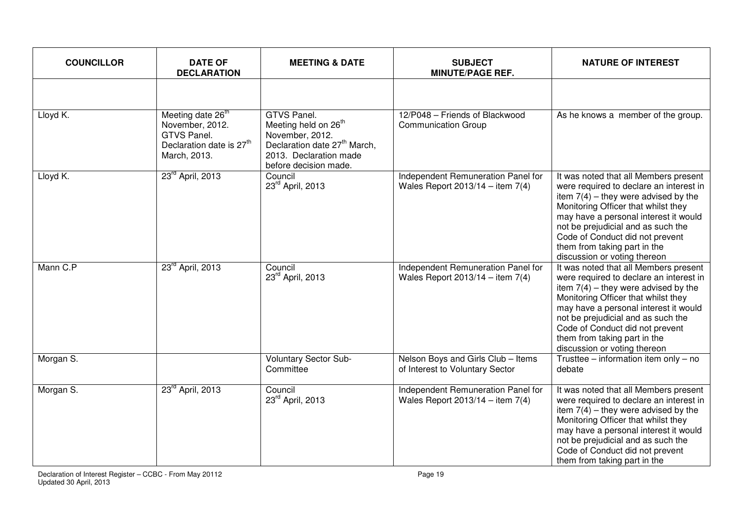| COUNCILLOR | DATE OF DECLARATION | MEETING & DATE | SUBJECT MINUTE/PAGE REF. | NATURE OF INTEREST |
|---|---|---|---|---|
| | | | | |
| Lloyd K. | Meeting date 26th November, 2012. GTVS Panel. Declaration date is 27th March, 2013. | GTVS Panel. Meeting held on 26th November, 2012. Declaration date 27th March, 2013. Declaration made before decision made. | 12/P048 – Friends of Blackwood Communication Group | As he knows a member of the group. |
| Lloyd K. | 23rd April, 2013 | Council 23rd April, 2013 | Independent Remuneration Panel for Wales Report 2013/14 – item 7(4) | It was noted that all Members present were required to declare an interest in item 7(4) – they were advised by the Monitoring Officer that whilst they may have a personal interest it would not be prejudicial and as such the Code of Conduct did not prevent them from taking part in the discussion or voting thereon |
| Mann C.P | 23rd April, 2013 | Council 23rd April, 2013 | Independent Remuneration Panel for Wales Report 2013/14 – item 7(4) | It was noted that all Members present were required to declare an interest in item 7(4) – they were advised by the Monitoring Officer that whilst they may have a personal interest it would not be prejudicial and as such the Code of Conduct did not prevent them from taking part in the discussion or voting thereon |
| Morgan S. | | Voluntary Sector Sub-Committee | Nelson Boys and Girls Club – Items of Interest to Voluntary Sector | Trusttee – information item only – no debate |
| Morgan S. | 23rd April, 2013 | Council 23rd April, 2013 | Independent Remuneration Panel for Wales Report 2013/14 – item 7(4) | It was noted that all Members present were required to declare an interest in item 7(4) – they were advised by the Monitoring Officer that whilst they may have a personal interest it would not be prejudicial and as such the Code of Conduct did not prevent them from taking part in the |

Declaration of Interest Register – CCBC - From May 20112
Updated 30 April, 2013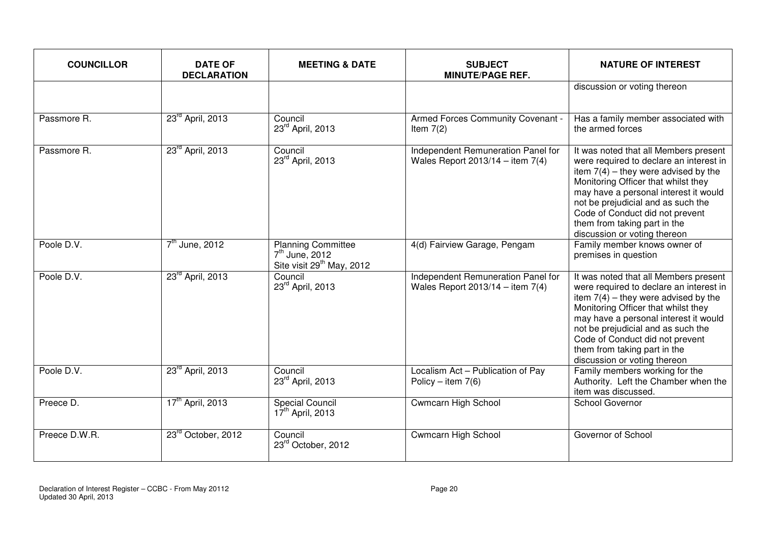| COUNCILLOR | DATE OF DECLARATION | MEETING & DATE | SUBJECT MINUTE/PAGE REF. | NATURE OF INTEREST |
|---|---|---|---|---|
| | | | | discussion or voting thereon |
| Passmore R. | 23rd April, 2013 | Council 23rd April, 2013 | Armed Forces Community Covenant - Item 7(2) | Has a family member associated with the armed forces |
| Passmore R. | 23rd April, 2013 | Council 23rd April, 2013 | Independent Remuneration Panel for Wales Report 2013/14 – item 7(4) | It was noted that all Members present were required to declare an interest in item 7(4) – they were advised by the Monitoring Officer that whilst they may have a personal interest it would not be prejudicial and as such the Code of Conduct did not prevent them from taking part in the discussion or voting thereon |
| Poole D.V. | 7th June, 2012 | Planning Committee 7th June, 2012 Site visit 29th May, 2012 | 4(d) Fairview Garage, Pengam | Family member knows owner of premises in question |
| Poole D.V. | 23rd April, 2013 | Council 23rd April, 2013 | Independent Remuneration Panel for Wales Report 2013/14 – item 7(4) | It was noted that all Members present were required to declare an interest in item 7(4) – they were advised by the Monitoring Officer that whilst they may have a personal interest it would not be prejudicial and as such the Code of Conduct did not prevent them from taking part in the discussion or voting thereon |
| Poole D.V. | 23rd April, 2013 | Council 23rd April, 2013 | Localism Act – Publication of Pay Policy – item 7(6) | Family members working for the Authority. Left the Chamber when the item was discussed. |
| Preece D. | 17th April, 2013 | Special Council 17th April, 2013 | Cwmcarn High School | School Governor |
| Preece D.W.R. | 23rd October, 2012 | Council 23rd October, 2012 | Cwmcarn High School | Governor of School |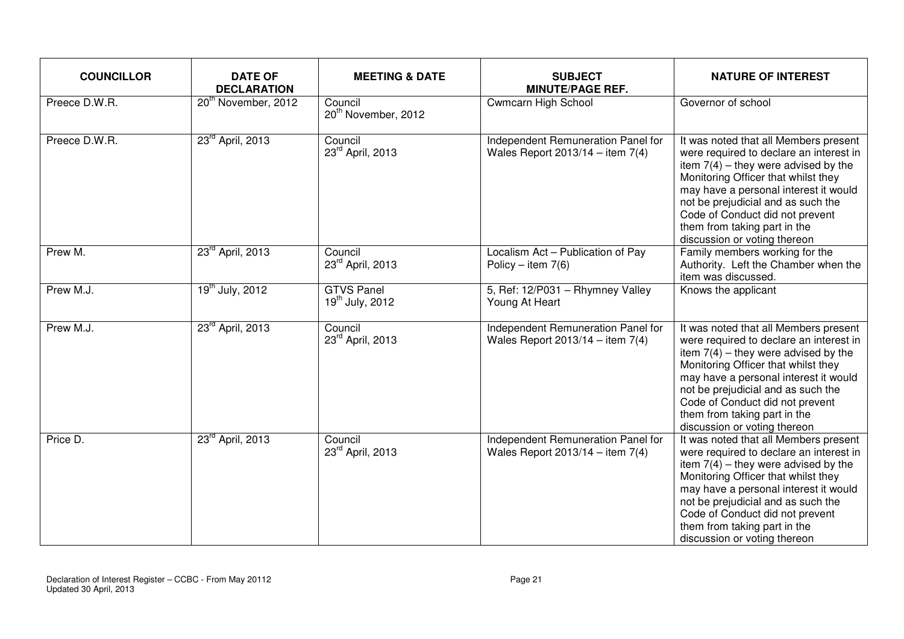| COUNCILLOR | DATE OF DECLARATION | MEETING & DATE | SUBJECT MINUTE/PAGE REF. | NATURE OF INTEREST |
|---|---|---|---|---|
| Preece D.W.R. | 20th November, 2012 | Council 20th November, 2012 | Cwmcarn High School | Governor of school |
| Preece D.W.R. | 23rd April, 2013 | Council 23rd April, 2013 | Independent Remuneration Panel for Wales Report 2013/14 – item 7(4) | It was noted that all Members present were required to declare an interest in item 7(4) – they were advised by the Monitoring Officer that whilst they may have a personal interest it would not be prejudicial and as such the Code of Conduct did not prevent them from taking part in the discussion or voting thereon |
| Prew M. | 23rd April, 2013 | Council 23rd April, 2013 | Localism Act – Publication of Pay Policy – item 7(6) | Family members working for the Authority. Left the Chamber when the item was discussed. |
| Prew M.J. | 19th July, 2012 | GTVS Panel 19th July, 2012 | 5, Ref: 12/P031 – Rhymney Valley Young At Heart | Knows the applicant |
| Prew M.J. | 23rd April, 2013 | Council 23rd April, 2013 | Independent Remuneration Panel for Wales Report 2013/14 – item 7(4) | It was noted that all Members present were required to declare an interest in item 7(4) – they were advised by the Monitoring Officer that whilst they may have a personal interest it would not be prejudicial and as such the Code of Conduct did not prevent them from taking part in the discussion or voting thereon |
| Price D. | 23rd April, 2013 | Council 23rd April, 2013 | Independent Remuneration Panel for Wales Report 2013/14 – item 7(4) | It was noted that all Members present were required to declare an interest in item 7(4) – they were advised by the Monitoring Officer that whilst they may have a personal interest it would not be prejudicial and as such the Code of Conduct did not prevent them from taking part in the discussion or voting thereon |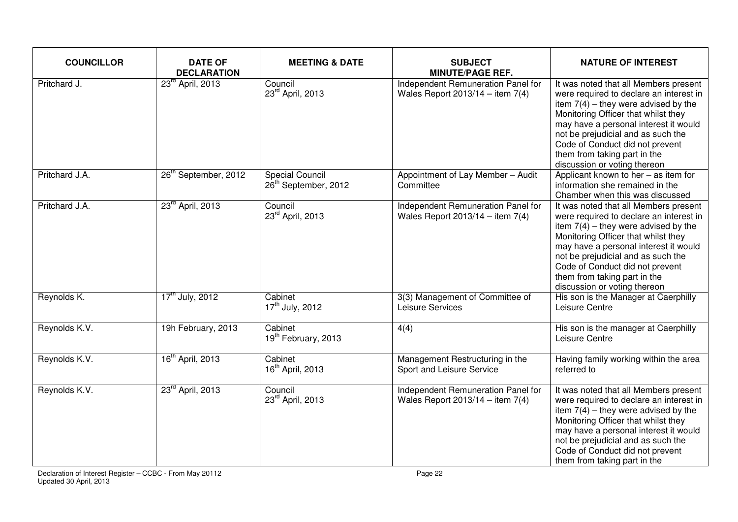| COUNCILLOR | DATE OF DECLARATION | MEETING & DATE | SUBJECT MINUTE/PAGE REF. | NATURE OF INTEREST |
|---|---|---|---|---|
| Pritchard J. | 23rd April, 2013 | Council 23rd April, 2013 | Independent Remuneration Panel for Wales Report 2013/14 – item 7(4) | It was noted that all Members present were required to declare an interest in item 7(4) – they were advised by the Monitoring Officer that whilst they may have a personal interest it would not be prejudicial and as such the Code of Conduct did not prevent them from taking part in the discussion or voting thereon |
| Pritchard J.A. | 26th September, 2012 | Special Council 26th September, 2012 | Appointment of Lay Member – Audit Committee | Applicant known to her – as item for information she remained in the Chamber when this was discussed |
| Pritchard J.A. | 23rd April, 2013 | Council 23rd April, 2013 | Independent Remuneration Panel for Wales Report 2013/14 – item 7(4) | It was noted that all Members present were required to declare an interest in item 7(4) – they were advised by the Monitoring Officer that whilst they may have a personal interest it would not be prejudicial and as such the Code of Conduct did not prevent them from taking part in the discussion or voting thereon |
| Reynolds K. | 17th July, 2012 | Cabinet 17th July, 2012 | 3(3) Management of Committee of Leisure Services | His son is the Manager at Caerphilly Leisure Centre |
| Reynolds K.V. | 19h February, 2013 | Cabinet 19th February, 2013 | 4(4) | His son is the manager at Caerphilly Leisure Centre |
| Reynolds K.V. | 16th April, 2013 | Cabinet 16th April, 2013 | Management Restructuring in the Sport and Leisure Service | Having family working within the area referred to |
| Reynolds K.V. | 23rd April, 2013 | Council 23rd April, 2013 | Independent Remuneration Panel for Wales Report 2013/14 – item 7(4) | It was noted that all Members present were required to declare an interest in item 7(4) – they were advised by the Monitoring Officer that whilst they may have a personal interest it would not be prejudicial and as such the Code of Conduct did not prevent them from taking part in the |

Declaration of Interest Register – CCBC - From May 20112
Updated 30 April, 2013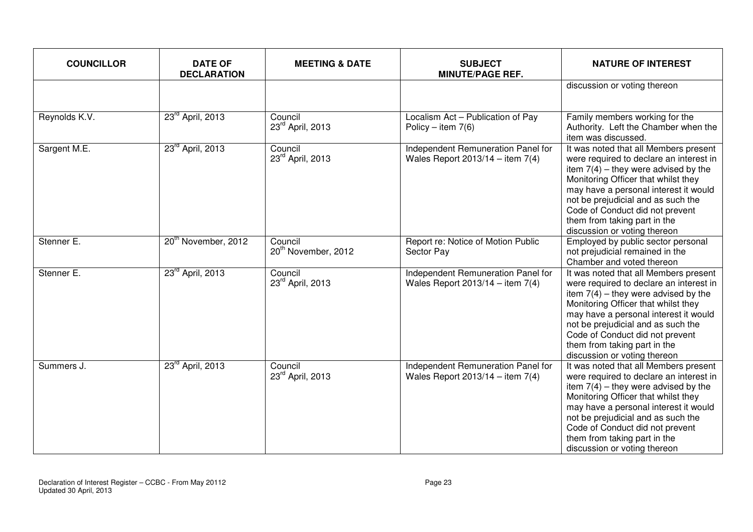| COUNCILLOR | DATE OF DECLARATION | MEETING & DATE | SUBJECT MINUTE/PAGE REF. | NATURE OF INTEREST |
|---|---|---|---|---|
| | | | | discussion or voting thereon |
| Reynolds K.V. | 23rd April, 2013 | Council 23rd April, 2013 | Localism Act – Publication of Pay Policy – item 7(6) | Family members working for the Authority. Left the Chamber when the item was discussed. |
| Sargent M.E. | 23rd April, 2013 | Council 23rd April, 2013 | Independent Remuneration Panel for Wales Report 2013/14 – item 7(4) | It was noted that all Members present were required to declare an interest in item 7(4) – they were advised by the Monitoring Officer that whilst they may have a personal interest it would not be prejudicial and as such the Code of Conduct did not prevent them from taking part in the discussion or voting thereon |
| Stenner E. | 20th November, 2012 | Council 20th November, 2012 | Report re: Notice of Motion Public Sector Pay | Employed by public sector personal not prejudicial remained in the Chamber and voted thereon |
| Stenner E. | 23rd April, 2013 | Council 23rd April, 2013 | Independent Remuneration Panel for Wales Report 2013/14 – item 7(4) | It was noted that all Members present were required to declare an interest in item 7(4) – they were advised by the Monitoring Officer that whilst they may have a personal interest it would not be prejudicial and as such the Code of Conduct did not prevent them from taking part in the discussion or voting thereon |
| Summers J. | 23rd April, 2013 | Council 23rd April, 2013 | Independent Remuneration Panel for Wales Report 2013/14 – item 7(4) | It was noted that all Members present were required to declare an interest in item 7(4) – they were advised by the Monitoring Officer that whilst they may have a personal interest it would not be prejudicial and as such the Code of Conduct did not prevent them from taking part in the discussion or voting thereon |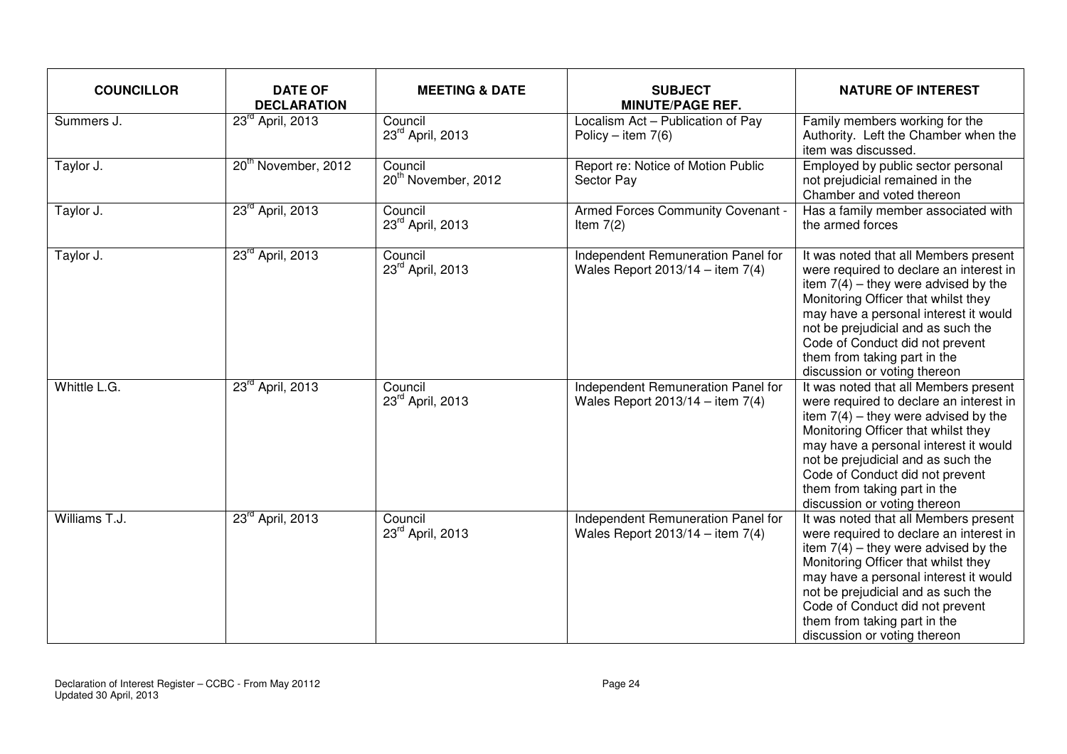| COUNCILLOR | DATE OF DECLARATION | MEETING & DATE | SUBJECT MINUTE/PAGE REF. | NATURE OF INTEREST |
|---|---|---|---|---|
| Summers J. | 23rd April, 2013 | Council 23rd April, 2013 | Localism Act – Publication of Pay Policy – item 7(6) | Family members working for the Authority. Left the Chamber when the item was discussed. |
| Taylor J. | 20th November, 2012 | Council 20th November, 2012 | Report re: Notice of Motion Public Sector Pay | Employed by public sector personal not prejudicial remained in the Chamber and voted thereon |
| Taylor J. | 23rd April, 2013 | Council 23rd April, 2013 | Armed Forces Community Covenant - Item 7(2) | Has a family member associated with the armed forces |
| Taylor J. | 23rd April, 2013 | Council 23rd April, 2013 | Independent Remuneration Panel for Wales Report 2013/14 – item 7(4) | It was noted that all Members present were required to declare an interest in item 7(4) – they were advised by the Monitoring Officer that whilst they may have a personal interest it would not be prejudicial and as such the Code of Conduct did not prevent them from taking part in the discussion or voting thereon |
| Whittle L.G. | 23rd April, 2013 | Council 23rd April, 2013 | Independent Remuneration Panel for Wales Report 2013/14 – item 7(4) | It was noted that all Members present were required to declare an interest in item 7(4) – they were advised by the Monitoring Officer that whilst they may have a personal interest it would not be prejudicial and as such the Code of Conduct did not prevent them from taking part in the discussion or voting thereon |
| Williams T.J. | 23rd April, 2013 | Council 23rd April, 2013 | Independent Remuneration Panel for Wales Report 2013/14 – item 7(4) | It was noted that all Members present were required to declare an interest in item 7(4) – they were advised by the Monitoring Officer that whilst they may have a personal interest it would not be prejudicial and as such the Code of Conduct did not prevent them from taking part in the discussion or voting thereon |

Declaration of Interest Register – CCBC - From May 20112
Updated 30 April, 2013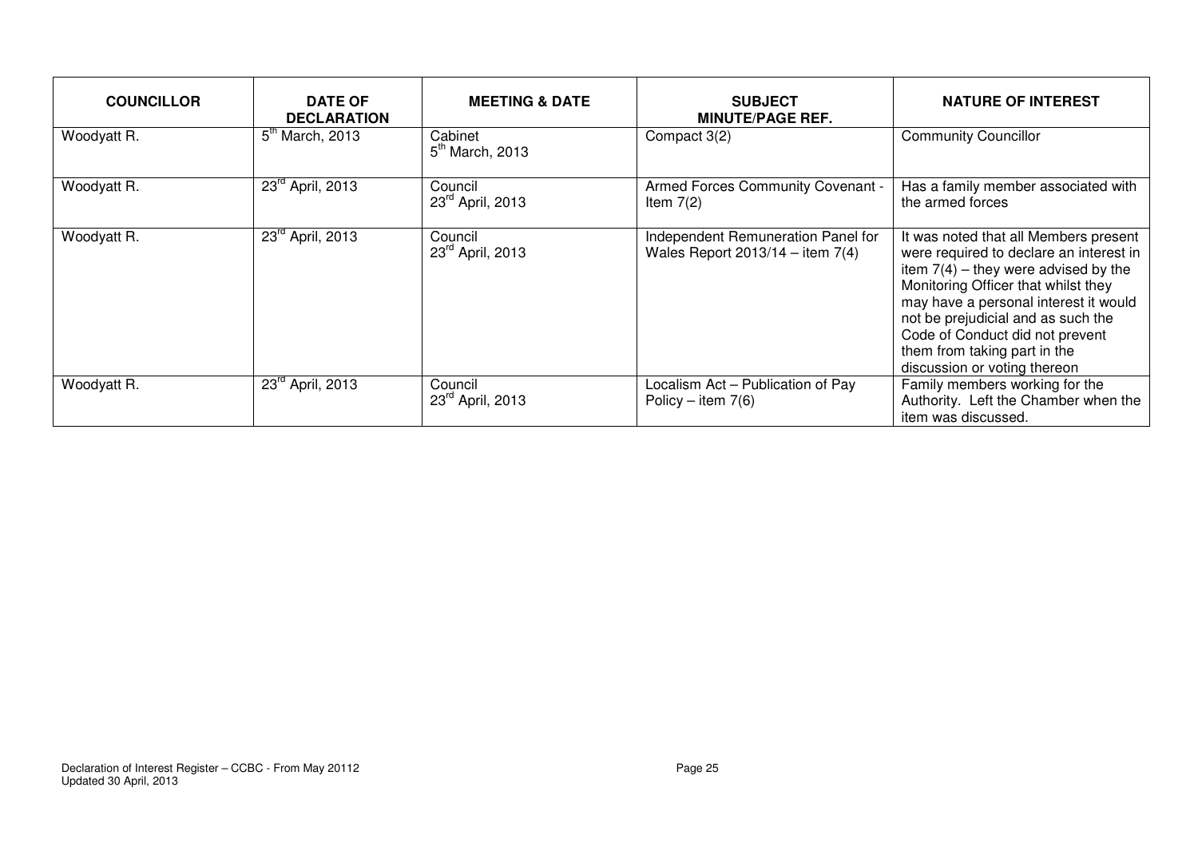| COUNCILLOR | DATE OF DECLARATION | MEETING & DATE | SUBJECT MINUTE/PAGE REF. | NATURE OF INTEREST |
|---|---|---|---|---|
| Woodyatt R. | 5th March, 2013 | Cabinet 5th March, 2013 | Compact 3(2) | Community Councillor |
| Woodyatt R. | 23rd April, 2013 | Council 23rd April, 2013 | Armed Forces Community Covenant - Item 7(2) | Has a family member associated with the armed forces |
| Woodyatt R. | 23rd April, 2013 | Council 23rd April, 2013 | Independent Remuneration Panel for Wales Report 2013/14 – item 7(4) | It was noted that all Members present were required to declare an interest in item 7(4) – they were advised by the Monitoring Officer that whilst they may have a personal interest it would not be prejudicial and as such the Code of Conduct did not prevent them from taking part in the discussion or voting thereon |
| Woodyatt R. | 23rd April, 2013 | Council 23rd April, 2013 | Localism Act – Publication of Pay Policy – item 7(6) | Family members working for the Authority. Left the Chamber when the item was discussed. |

Declaration of Interest Register – CCBC - From May 20112
Updated 30 April, 2013